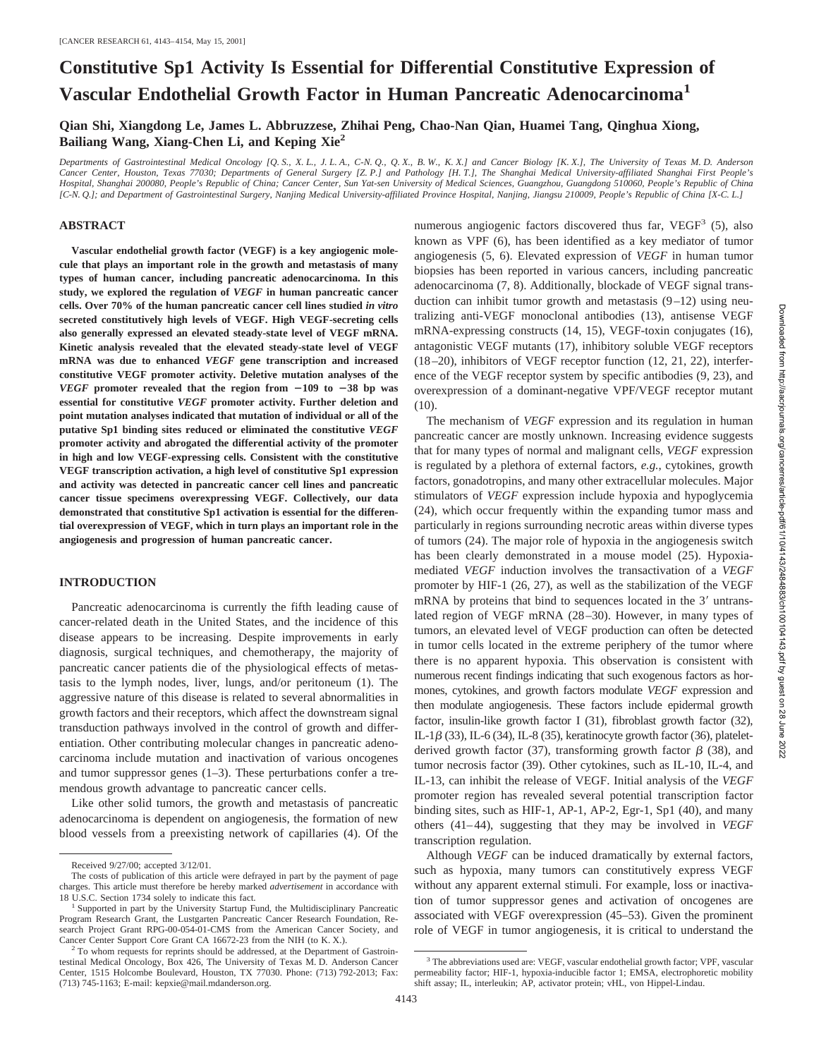# Constitutive Sp1 Activity Is Essential for Differential Constitutive Expression of Vascular Endothelial Growth Factor in Human Pancreatic Adenocarcinoma[1]

**Qian Shi, Xiangdong Le, James L. Abbruzzese, Zhihai Peng, Chao-Nan Qian, Huamei Tang, Qinghua Xiong, Bailiang Wang, Xiang-Chen Li, and Keping Xie[2]**

*Departments of Gastrointestinal Medical Oncology [Q. S., X. L., J. L. A., C-N. Q., Q. X., B. W., K. X.] and Cancer Biology [K. X.], The University of Texas M. D. Anderson Cancer Center, Houston, Texas 77030; Departments of General Surgery [Z. P.] and Pathology [H. T.], The Shanghai Medical University-affiliated Shanghai First People's Hospital, Shanghai 200080, People's Republic of China; Cancer Center, Sun Yat-sen University of Medical Sciences, Guangzhou, Guangdong 510060, People's Republic of China [C-N. Q.]; and Department of Gastrointestinal Surgery, Nanjing Medical University-affiliated Province Hospital, Nanjing, Jiangsu 210009, People's Republic of China [X-C. L.]*

## ABSTRACT

**Vascular endothelial growth factor (VEGF) is a key angiogenic molecule that plays an important role in the growth and metastasis of many types of human cancer, including pancreatic adenocarcinoma. In this study, we explored the regulation of *VEGF* in human pancreatic cancer cells. Over 70% of the human pancreatic cancer cell lines studied *in vitro* secreted constitutively high levels of VEGF. High VEGF-secreting cells also generally expressed an elevated steady-state level of VEGF mRNA. Kinetic analysis revealed that the elevated steady-state level of VEGF mRNA was due to enhanced *VEGF* gene transcription and increased constitutive VEGF promoter activity. Deletive mutation analyses of the *VEGF* promoter revealed that the region from −109 to −38 bp was essential for constitutive *VEGF* promoter activity. Further deletion and point mutation analyses indicated that mutation of individual or all of the putative Sp1 binding sites reduced or eliminated the constitutive *VEGF* promoter activity and abrogated the differential activity of the promoter in high and low VEGF-expressing cells. Consistent with the constitutive VEGF transcription activation, a high level of constitutive Sp1 expression and activity was detected in pancreatic cancer cell lines and pancreatic cancer tissue specimens overexpressing VEGF. Collectively, our data demonstrated that constitutive Sp1 activation is essential for the differential overexpression of VEGF, which in turn plays an important role in the angiogenesis and progression of human pancreatic cancer.**

## INTRODUCTION

Pancreatic adenocarcinoma is currently the fifth leading cause of cancer-related death in the United States, and the incidence of this disease appears to be increasing. Despite improvements in early diagnosis, surgical techniques, and chemotherapy, the majority of pancreatic cancer patients die of the physiological effects of metastasis to the lymph nodes, liver, lungs, and/or peritoneum (1). The aggressive nature of this disease is related to several abnormalities in growth factors and their receptors, which affect the downstream signal transduction pathways involved in the control of growth and differentiation. Other contributing molecular changes in pancreatic adenocarcinoma include mutation and inactivation of various oncogenes and tumor suppressor genes (1–3). These perturbations confer a tremendous growth advantage to pancreatic cancer cells.

Like other solid tumors, the growth and metastasis of pancreatic adenocarcinoma is dependent on angiogenesis, the formation of new blood vessels from a preexisting network of capillaries (4). Of the numerous angiogenic factors discovered thus far, VEGF[3] (5), also known as VPF (6), has been identified as a key mediator of tumor angiogenesis (5, 6). Elevated expression of *VEGF* in human tumor biopsies has been reported in various cancers, including pancreatic adenocarcinoma (7, 8). Additionally, blockade of VEGF signal transduction can inhibit tumor growth and metastasis (9–12) using neutralizing anti-VEGF monoclonal antibodies (13), antisense VEGF mRNA-expressing constructs (14, 15), VEGF-toxin conjugates (16), antagonistic VEGF mutants (17), inhibitory soluble VEGF receptors (18–20), inhibitors of VEGF receptor function (12, 21, 22), interference of the VEGF receptor system by specific antibodies (9, 23), and overexpression of a dominant-negative VPF/VEGF receptor mutant (10).

The mechanism of *VEGF* expression and its regulation in human pancreatic cancer are mostly unknown. Increasing evidence suggests that for many types of normal and malignant cells, *VEGF* expression is regulated by a plethora of external factors, *e.g.*, cytokines, growth factors, gonadotropins, and many other extracellular molecules. Major stimulators of *VEGF* expression include hypoxia and hypoglycemia (24), which occur frequently within the expanding tumor mass and particularly in regions surrounding necrotic areas within diverse types of tumors (24). The major role of hypoxia in the angiogenesis switch has been clearly demonstrated in a mouse model (25). Hypoxia-mediated *VEGF* induction involves the transactivation of a *VEGF* promoter by HIF-1 (26, 27), as well as the stabilization of the VEGF mRNA by proteins that bind to sequences located in the 3′ untranslated region of VEGF mRNA (28–30). However, in many types of tumors, an elevated level of VEGF production can often be detected in tumor cells located in the extreme periphery of the tumor where there is no apparent hypoxia. This observation is consistent with numerous recent findings indicating that such exogenous factors as hormones, cytokines, and growth factors modulate *VEGF* expression and then modulate angiogenesis. These factors include epidermal growth factor, insulin-like growth factor I (31), fibroblast growth factor (32), IL-1β (33), IL-6 (34), IL-8 (35), keratinocyte growth factor (36), platelet-derived growth factor (37), transforming growth factor β (38), and tumor necrosis factor (39). Other cytokines, such as IL-10, IL-4, and IL-13, can inhibit the release of VEGF. Initial analysis of the *VEGF* promoter region has revealed several potential transcription factor binding sites, such as HIF-1, AP-1, AP-2, Egr-1, Sp1 (40), and many others (41–44), suggesting that they may be involved in *VEGF* transcription regulation.

Although *VEGF* can be induced dramatically by external factors, such as hypoxia, many tumors can constitutively express VEGF without any apparent external stimuli. For example, loss or inactivation of tumor suppressor genes and activation of oncogenes are associated with VEGF overexpression (45–53). Given the prominent role of VEGF in tumor angiogenesis, it is critical to understand the

---

Received 9/27/00; accepted 3/12/01.

The costs of publication of this article were defrayed in part by the payment of page charges. This article must therefore be hereby marked *advertisement* in accordance with 18 U.S.C. Section 1734 solely to indicate this fact.

[1] Supported in part by the University Startup Fund, the Multidisciplinary Pancreatic Program Research Grant, the Lustgarten Pancreatic Cancer Research Foundation, Research Project Grant RPG-00-054-01-CMS from the American Cancer Society, and Cancer Center Support Core Grant CA 16672-23 from the NIH (to K. X.).

[2] To whom requests for reprints should be addressed, at the Department of Gastrointestinal Medical Oncology, Box 426, The University of Texas M. D. Anderson Cancer Center, 1515 Holcombe Boulevard, Houston, TX 77030. Phone: (713) 792-2013; Fax: (713) 745-1163; E-mail: kepxie@mail.mdanderson.org.

[3] The abbreviations used are: VEGF, vascular endothelial growth factor; VPF, vascular permeability factor; HIF-1, hypoxia-inducible factor 1; EMSA, electrophoretic mobility shift assay; IL, interleukin; AP, activator protein; vHL, von Hippel-Lindau.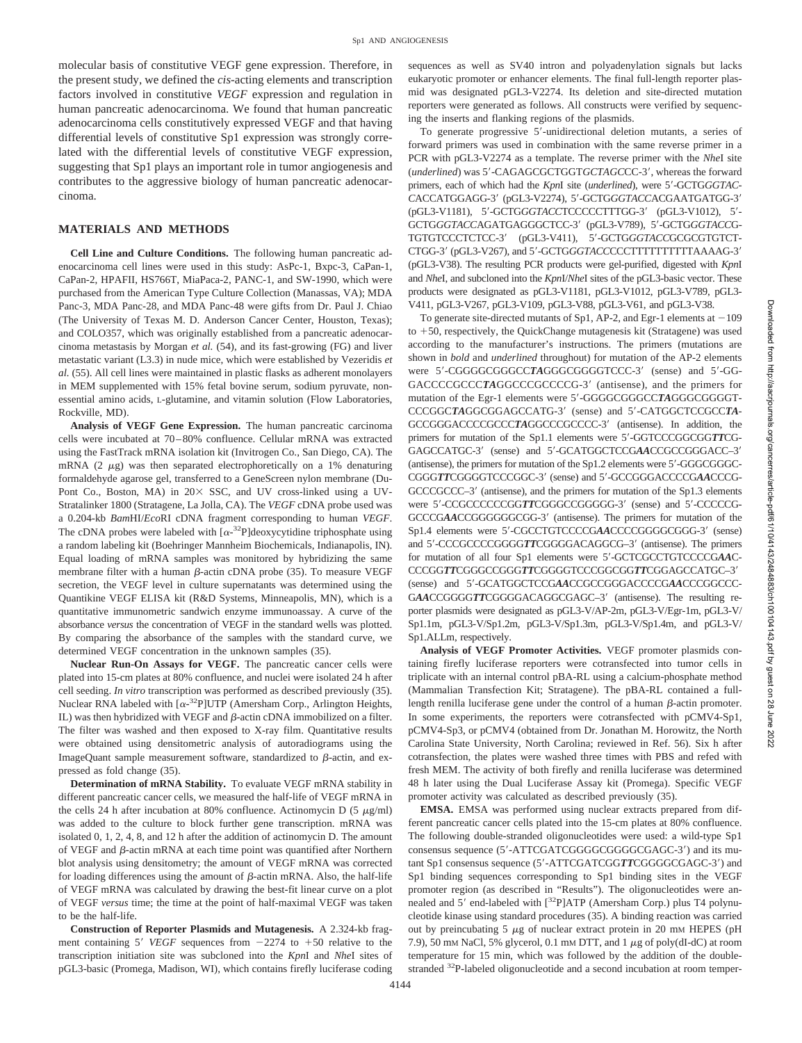molecular basis of constitutive VEGF gene expression. Therefore, in the present study, we defined the *cis*-acting elements and transcription factors involved in constitutive *VEGF* expression and regulation in human pancreatic adenocarcinoma. We found that human pancreatic adenocarcinoma cells constitutively expressed VEGF and that having differential levels of constitutive Sp1 expression was strongly correlated with the differential levels of constitutive VEGF expression, suggesting that Sp1 plays an important role in tumor angiogenesis and contributes to the aggressive biology of human pancreatic adenocarcinoma.

## MATERIALS AND METHODS

**Cell Line and Culture Conditions.** The following human pancreatic adenocarcinoma cell lines were used in this study: AsPc-1, Bxpc-3, CaPan-1, CaPan-2, HPAFII, HS766T, MiaPaca-2, PANC-1, and SW-1990, which were purchased from the American Type Culture Collection (Manassas, VA); MDA Panc-3, MDA Panc-28, and MDA Panc-48 were gifts from Dr. Paul J. Chiao (The University of Texas M. D. Anderson Cancer Center, Houston, Texas); and COLO357, which was originally established from a pancreatic adenocarcinoma metastasis by Morgan *et al.* (54), and its fast-growing (FG) and liver metastatic variant (L3.3) in nude mice, which were established by Vezeridis *et al.* (55). All cell lines were maintained in plastic flasks as adherent monolayers in MEM supplemented with 15% fetal bovine serum, sodium pyruvate, nonessential amino acids, L-glutamine, and vitamin solution (Flow Laboratories, Rockville, MD).

**Analysis of VEGF Gene Expression.** The human pancreatic carcinoma cells were incubated at 70–80% confluence. Cellular mRNA was extracted using the FastTrack mRNA isolation kit (Invitrogen Co., San Diego, CA). The mRNA (2 μg) was then separated electrophoretically on a 1% denaturing formaldehyde agarose gel, transferred to a GeneScreen nylon membrane (DuPont Co., Boston, MA) in 20× SSC, and UV cross-linked using a UV-Stratalinker 1800 (Stratagene, La Jolla, CA). The *VEGF* cDNA probe used was a 0.204-kb *Bam*HI/*Eco*RI cDNA fragment corresponding to human *VEGF*. The cDNA probes were labeled with [α-$^{32}$P]deoxycytidine triphosphate using a random labeling kit (Boehringer Mannheim Biochemicals, Indianapolis, IN). Equal loading of mRNA samples was monitored by hybridizing the same membrane filter with a human β-actin cDNA probe (35). To measure VEGF secretion, the VEGF level in culture supernatants was determined using the Quantikine VEGF ELISA kit (R&D Systems, Minneapolis, MN), which is a quantitative immunometric sandwich enzyme immunoassay. A curve of the absorbance *versus* the concentration of VEGF in the standard wells was plotted. By comparing the absorbance of the samples with the standard curve, we determined VEGF concentration in the unknown samples (35).

**Nuclear Run-On Assays for VEGF.** The pancreatic cancer cells were plated into 15-cm plates at 80% confluence, and nuclei were isolated 24 h after cell seeding. *In vitro* transcription was performed as described previously (35). Nuclear RNA labeled with [α-$^{32}$P]UTP (Amersham Corp., Arlington Heights, IL) was then hybridized with VEGF and β-actin cDNA immobilized on a filter. The filter was washed and then exposed to X-ray film. Quantitative results were obtained using densitometric analysis of autoradiograms using the ImageQuant sample measurement software, standardized to β-actin, and expressed as fold change (35).

**Determination of mRNA Stability.** To evaluate VEGF mRNA stability in different pancreatic cancer cells, we measured the half-life of VEGF mRNA in the cells 24 h after incubation at 80% confluence. Actinomycin D (5 μg/ml) was added to the culture to block further gene transcription. mRNA was isolated 0, 1, 2, 4, 8, and 12 h after the addition of actinomycin D. The amount of VEGF and β-actin mRNA at each time point was quantified after Northern blot analysis using densitometry; the amount of VEGF mRNA was corrected for loading differences using the amount of β-actin mRNA. Also, the half-life of VEGF mRNA was calculated by drawing the best-fit linear curve on a plot of VEGF *versus* time; the time at the point of half-maximal VEGF was taken to be the half-life.

**Construction of Reporter Plasmids and Mutagenesis.** A 2.324-kb fragment containing 5′ *VEGF* sequences from −2274 to +50 relative to the transcription initiation site was subcloned into the *Kpn*I and *Nhe*I sites of pGL3-basic (Promega, Madison, WI), which contains firefly luciferase coding sequences as well as SV40 intron and polyadenylation signals but lacks eukaryotic promoter or enhancer elements. The final full-length reporter plasmid was designated pGL3-V2274. Its deletion and site-directed mutation reporters were generated as follows. All constructs were verified by sequencing the inserts and flanking regions of the plasmids.

To generate progressive 5′-unidirectional deletion mutants, a series of forward primers was used in combination with the same reverse primer in a PCR with pGL3-V2274 as a template. The reverse primer with the *Nhe*I site (*underlined*) was 5′-CAGAGCGCTGGT*GCTAGC*CC-3′, whereas the forward primers, each of which had the *Kpn*I site (*underlined*), were 5′-GCTG*GGTAC*-*C*ACCATGGAGG-3′ (pGL3-V2274), 5′-GCTG*GGTACC*ACGAATGATGG-3′ (pGL3-V1181), 5′-GCTG*GGTACC*TCCCCCTTTGG-3′ (pGL3-V1012), 5′-GCTG*GGTACC*AGATGAGGGCTCC-3′ (pGL3-V789), 5′-GCTG*GGTACC*G-TGTGTCCCTCTCC-3′ (pGL3-V411), 5′-GCTG*GGTACC*GCGCGTGTCT-CTGG-3′ (pGL3-V267), and 5′-GCTG*GGTACC*CCCTTTTTTTTTAAAAG-3′ (pGL3-V38). The resulting PCR products were gel-purified, digested with *Kpn*I and *Nhe*I, and subcloned into the *Kpn*I/*Nhe*I sites of the pGL3-basic vector. These products were designated as pGL3-V1181, pGL3-V1012, pGL3-V789, pGL3-V411, pGL3-V267, pGL3-V109, pGL3-V88, pGL3-V61, and pGL3-V38.

To generate site-directed mutants of Sp1, AP-2, and Egr-1 elements at −109 to +50, respectively, the QuickChange mutagenesis kit (Stratagene) was used according to the manufacturer's instructions. The primers (mutations are shown in **bold** and *underlined* throughout) for mutation of the AP-2 elements were 5′-CGGGGCGGGCC***TA***GGGCGGGGTCCC-3′ (sense) and 5′-GG-GACCCCGCCC***TA***GGCCCGCCCCG-3′ (antisense), and the primers for mutation of the Egr-1 elements were 5′-GGGGCGGGCC***TA***GGGCGGGGT-CCCGGC***TA***GGCGGAGCCATG-3′ (sense) and 5′-CATGGCTCCGCC***TA***-GCCGGGACCCCGCCC***TA***GGCCCGCCCC-3′ (antisense). In addition, the primers for mutation of the Sp1.1 elements were 5′-GGTCCCGGCGG***TT***CG-GAGCCATGC-3′ (sense) and 5′-GCATGGCTCCG***AA***CCGCCGGGACC–3′ (antisense), the primers for mutation of the Sp1.2 elements were 5′-GGGCGGGC-CGGG***TT***CGGGGTCCCGGC-3′ (sense) and 5′-GCCGGGACCCCG***AA***CCCG-GCCCGCCC–3′ (antisense), and the primers for mutation of the Sp1.3 elements were 5′-CCGCCCCCCGG***TT***CGGGCCGGGGG-3′ (sense) and 5′-CCCCCG-GCCCG***AA***CCGGGGGGCGG-3′ (antisense). The primers for mutation of the Sp1.4 elements were 5′-CGCCTGTCCCCG***AA***CCCCGGGGCGGG-3′ (sense) and 5′-CCCGCCCCGGGG***TT***CGGGGACAGGCG–3′ (antisense). The primers for mutation of all four Sp1 elements were 5′-GCTCGCCTGTCCCCG***AA***C-CCCGG***TT***CGGGCCGGG***TT***CGGGGTCCCGGCGG***TT***CGGAGCCATGC–3′ (sense) and 5′-GCATGGCTCCG***AA***CCGCCGGGACCCCG***AA***CCCGGCCC-G***AA***CCGGGG***TT***CGGGGACAGGCGAGC–3′ (antisense). The resulting reporter plasmids were designated as pGL3-V/AP-2m, pGL3-V/Egr-1m, pGL3-V/Sp1.1m, pGL3-V/Sp1.2m, pGL3-V/Sp1.3m, pGL3-V/Sp1.4m, and pGL3-V/Sp1.ALLm, respectively.

**Analysis of VEGF Promoter Activities.** VEGF promoter plasmids containing firefly luciferase reporters were cotransfected into tumor cells in triplicate with an internal control pBA-RL using a calcium-phosphate method (Mammalian Transfection Kit; Stratagene). The pBA-RL contained a full-length renilla luciferase gene under the control of a human β-actin promoter. In some experiments, the reporters were cotransfected with pCMV4-Sp1, pCMV4-Sp3, or pCMV4 (obtained from Dr. Jonathan M. Horowitz, the North Carolina State University, North Carolina; reviewed in Ref. 56). Six h after cotransfection, the plates were washed three times with PBS and refed with fresh MEM. The activity of both firefly and renilla luciferase was determined 48 h later using the Dual Luciferase Assay kit (Promega). Specific VEGF promoter activity was calculated as described previously (35).

**EMSA.** EMSA was performed using nuclear extracts prepared from different pancreatic cancer cells plated into the 15-cm plates at 80% confluence. The following double-stranded oligonucleotides were used: a wild-type Sp1 consensus sequence (5′-ATTCGATCGGGGCGGGGCGAGC-3′) and its mutant Sp1 consensus sequence (5′-ATTCGATCGG***TT***CGGGGCGAGC-3′) and Sp1 binding sequences corresponding to Sp1 binding sites in the VEGF promoter region (as described in "Results"). The oligonucleotides were annealed and 5′ end-labeled with [$^{32}$P]ATP (Amersham Corp.) plus T4 polynucleotide kinase using standard procedures (35). A binding reaction was carried out by preincubating 5 μg of nuclear extract protein in 20 mM HEPES (pH 7.9), 50 mM NaCl, 5% glycerol, 0.1 mM DTT, and 1 μg of poly(dI-dC) at room temperature for 15 min, which was followed by the addition of the double-stranded $^{32}$P-labeled oligonucleotide and a second incubation at room temper-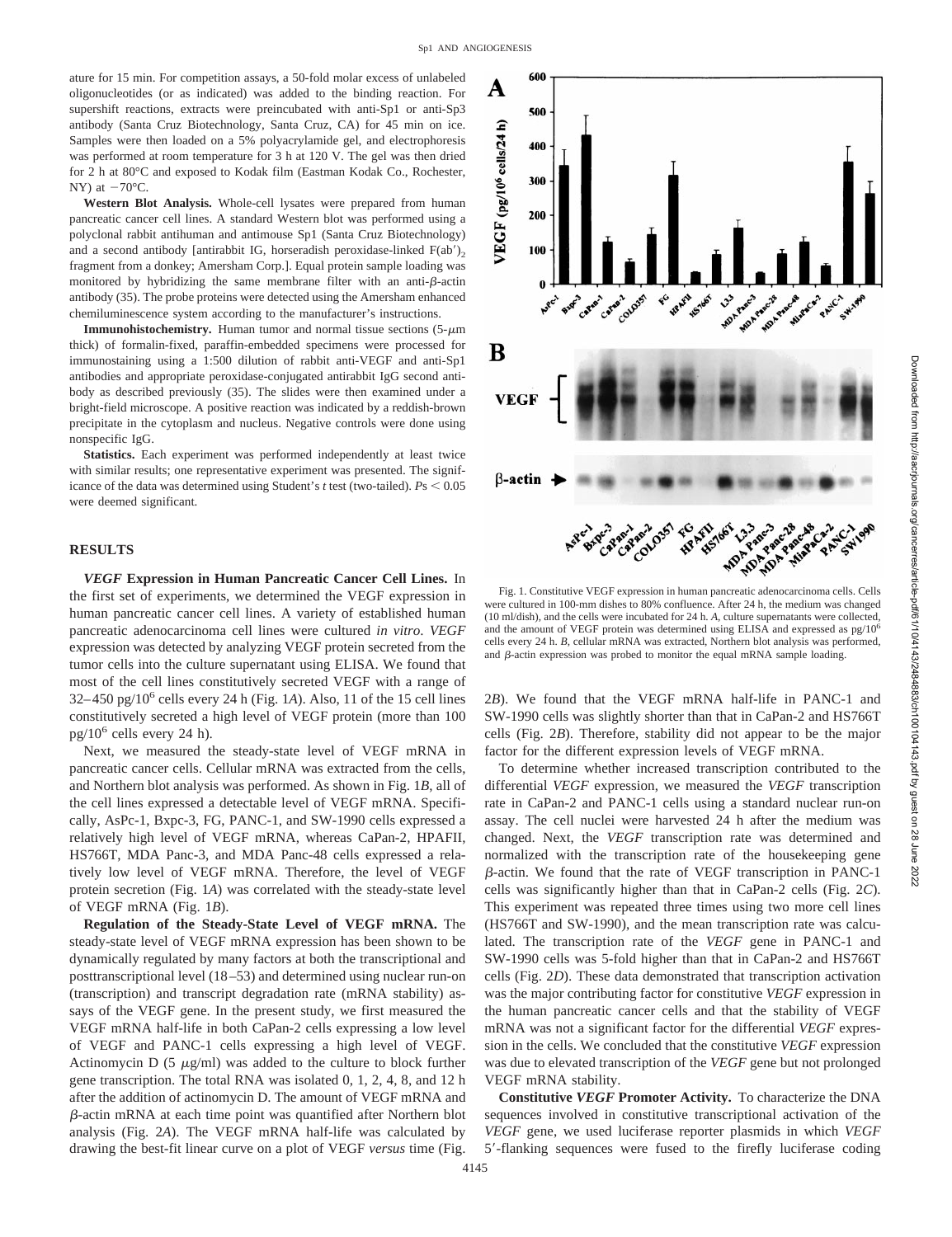ature for 15 min. For competition assays, a 50-fold molar excess of unlabeled oligonucleotides (or as indicated) was added to the binding reaction. For supershift reactions, extracts were preincubated with anti-Sp1 or anti-Sp3 antibody (Santa Cruz Biotechnology, Santa Cruz, CA) for 45 min on ice. Samples were then loaded on a 5% polyacrylamide gel, and electrophoresis was performed at room temperature for 3 h at 120 V. The gel was then dried for 2 h at 80°C and exposed to Kodak film (Eastman Kodak Co., Rochester, NY) at −70°C.

**Western Blot Analysis.** Whole-cell lysates were prepared from human pancreatic cancer cell lines. A standard Western blot was performed using a polyclonal rabbit antihuman and antimouse Sp1 (Santa Cruz Biotechnology) and a second antibody [antirabbit IG, horseradish peroxidase-linked $F(ab')_2$ fragment from a donkey; Amersham Corp.]. Equal protein sample loading was monitored by hybridizing the same membrane filter with an anti-β-actin antibody (35). The probe proteins were detected using the Amersham enhanced chemiluminescence system according to the manufacturer's instructions.

**Immunohistochemistry.** Human tumor and normal tissue sections (5-μm thick) of formalin-fixed, paraffin-embedded specimens were processed for immunostaining using a 1:500 dilution of rabbit anti-VEGF and anti-Sp1 antibodies and appropriate peroxidase-conjugated antirabbit IgG second antibody as described previously (35). The slides were then examined under a bright-field microscope. A positive reaction was indicated by a reddish-brown precipitate in the cytoplasm and nucleus. Negative controls were done using nonspecific IgG.

**Statistics.** Each experiment was performed independently at least twice with similar results; one representative experiment was presented. The significance of the data was determined using Student's *t* test (two-tailed). $P$s $< 0.05$ were deemed significant.

## RESULTS

***VEGF* Expression in Human Pancreatic Cancer Cell Lines.** In the first set of experiments, we determined the VEGF expression in human pancreatic cancer cell lines. A variety of established human pancreatic adenocarcinoma cell lines were cultured *in vitro*. *VEGF* expression was detected by analyzing VEGF protein secreted from the tumor cells into the culture supernatant using ELISA. We found that most of the cell lines constitutively secreted VEGF with a range of 32–450 pg/$10^6$ cells every 24 h (Fig. 1*A*). Also, 11 of the 15 cell lines constitutively secreted a high level of VEGF protein (more than 100 pg/$10^6$ cells every 24 h).

Next, we measured the steady-state level of VEGF mRNA in pancreatic cancer cells. Cellular mRNA was extracted from the cells, and Northern blot analysis was performed. As shown in Fig. 1*B*, all of the cell lines expressed a detectable level of VEGF mRNA. Specifically, AsPc-1, Bxpc-3, FG, PANC-1, and SW-1990 cells expressed a relatively high level of VEGF mRNA, whereas CaPan-2, HPAFII, HS766T, MDA Panc-3, and MDA Panc-48 cells expressed a relatively low level of VEGF mRNA. Therefore, the level of VEGF protein secretion (Fig. 1*A*) was correlated with the steady-state level of VEGF mRNA (Fig. 1*B*).

**Regulation of the Steady-State Level of VEGF mRNA.** The steady-state level of VEGF mRNA expression has been shown to be dynamically regulated by many factors at both the transcriptional and posttranscriptional level (18–53) and determined using nuclear run-on (transcription) and transcript degradation rate (mRNA stability) assays of the VEGF gene. In the present study, we first measured the VEGF mRNA half-life in both CaPan-2 cells expressing a low level of VEGF and PANC-1 cells expressing a high level of VEGF. Actinomycin D (5 μg/ml) was added to the culture to block further gene transcription. The total RNA was isolated 0, 1, 2, 4, 8, and 12 h after the addition of actinomycin D. The amount of VEGF mRNA and β-actin mRNA at each time point was quantified after Northern blot analysis (Fig. 2*A*). The VEGF mRNA half-life was calculated by drawing the best-fit linear curve on a plot of VEGF *versus* time (Fig. 2*B*). We found that the VEGF mRNA half-life in PANC-1 and SW-1990 cells was slightly shorter than that in CaPan-2 and HS766T cells (Fig. 2*B*). Therefore, stability did not appear to be the major factor for the different expression levels of VEGF mRNA.

Fig. 1. Constitutive VEGF expression in human pancreatic adenocarcinoma cells. Cells were cultured in 100-mm dishes to 80% confluence. After 24 h, the medium was changed (10 ml/dish), and the cells were incubated for 24 h. *A*, culture supernatants were collected, and the amount of VEGF protein was determined using ELISA and expressed as pg/$10^6$ cells every 24 h. *B*, cellular mRNA was extracted, Northern blot analysis was performed, and β-actin expression was probed to monitor the equal mRNA sample loading.

To determine whether increased transcription contributed to the differential *VEGF* expression, we measured the *VEGF* transcription rate in CaPan-2 and PANC-1 cells using a standard nuclear run-on assay. The cell nuclei were harvested 24 h after the medium was changed. Next, the *VEGF* transcription rate was determined and normalized with the transcription rate of the housekeeping gene β-actin. We found that the rate of VEGF transcription in PANC-1 cells was significantly higher than that in CaPan-2 cells (Fig. 2*C*). This experiment was repeated three times using two more cell lines (HS766T and SW-1990), and the mean transcription rate was calculated. The transcription rate of the *VEGF* gene in PANC-1 and SW-1990 cells was 5-fold higher than that in CaPan-2 and HS766T cells (Fig. 2*D*). These data demonstrated that transcription activation was the major contributing factor for constitutive *VEGF* expression in the human pancreatic cancer cells and that the stability of VEGF mRNA was not a significant factor for the differential *VEGF* expression in the cells. We concluded that the constitutive *VEGF* expression was due to elevated transcription of the *VEGF* gene but not prolonged VEGF mRNA stability.

**Constitutive *VEGF* Promoter Activity.** To characterize the DNA sequences involved in constitutive transcriptional activation of the *VEGF* gene, we used luciferase reporter plasmids in which *VEGF* 5′-flanking sequences were fused to the firefly luciferase coding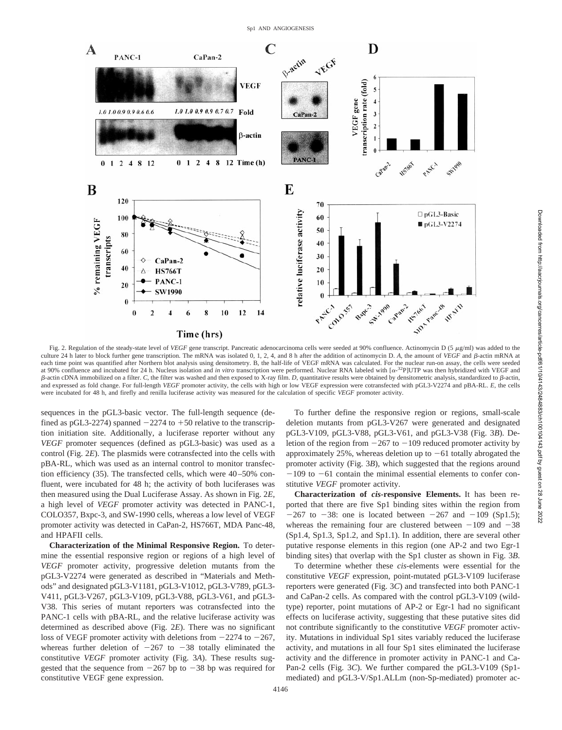Fig. 2. Regulation of the steady-state level of *VEGF* gene transcript. Pancreatic adenocarcinoma cells were seeded at 90% confluence. Actinomycin D (5 μg/ml) was added to the culture 24 h later to block further gene transcription. The mRNA was isolated 0, 1, 2, 4, and 8 h after the addition of actinomycin D. *A*, the amount of *VEGF* and β-actin mRNA at each time point was quantified after Northern blot analysis using densitometry. B, the half-life of VEGF mRNA was calculated. For the nuclear run-on assay, the cells were seeded at 90% confluence and incubated for 24 h. Nucleus isolation and *in vitro* transcription were performed. Nuclear RNA labeled with [α-$^{32}$P]UTP was then hybridized with VEGF and β-actin cDNA immobilized on a filter. *C*, the filter was washed and then exposed to X-ray film. *D*, quantitative results were obtained by densitometric analysis, standardized to β-actin, and expressed as fold change. For full-length *VEGF* promoter activity, the cells with high or low VEGF expression were cotransfected with pGL3-V2274 and pBA-RL. *E*, the cells were incubated for 48 h, and firefly and renilla luciferase activity was measured for the calculation of specific *VEGF* promoter activity.

sequences in the pGL3-basic vector. The full-length sequence (defined as pGL3-2274) spanned −2274 to +50 relative to the transcription initiation site. Additionally, a luciferase reporter without any *VEGF* promoter sequences (defined as pGL3-basic) was used as a control (Fig. 2*E*). The plasmids were cotransfected into the cells with pBA-RL, which was used as an internal control to monitor transfection efficiency (35). The transfected cells, which were 40–50% confluent, were incubated for 48 h; the activity of both luciferases was then measured using the Dual Luciferase Assay. As shown in Fig. 2*E*, a high level of *VEGF* promoter activity was detected in PANC-1, COLO357, Bxpc-3, and SW-1990 cells, whereas a low level of VEGF promoter activity was detected in CaPan-2, HS766T, MDA Panc-48, and HPAFII cells.

**Characterization of the Minimal Responsive Region.** To determine the essential responsive region or regions of a high level of *VEGF* promoter activity, progressive deletion mutants from the pGL3-V2274 were generated as described in "Materials and Methods" and designated pGL3-V1181, pGL3-V1012, pGL3-V789, pGL3-V411, pGL3-V267, pGL3-V109, pGL3-V88, pGL3-V61, and pGL3-V38. This series of mutant reporters was cotransfected into the PANC-1 cells with pBA-RL, and the relative luciferase activity was determined as described above (Fig. 2*E*). There was no significant loss of VEGF promoter activity with deletions from −2274 to −267, whereas further deletion of −267 to −38 totally eliminated the constitutive *VEGF* promoter activity (Fig. 3*A*). These results suggested that the sequence from −267 bp to −38 bp was required for constitutive VEGF gene expression.

To further define the responsive region or regions, small-scale deletion mutants from pGL3-V267 were generated and designated pGL3-V109, pGL3-V88, pGL3-V61, and pGL3-V38 (Fig. 3*B*). Deletion of the region from −267 to −109 reduced promoter activity by approximately 25%, whereas deletion up to −61 totally abrogated the promoter activity (Fig. 3*B*), which suggested that the regions around −109 to −61 contain the minimal essential elements to confer constitutive *VEGF* promoter activity.

**Characterization of *cis*-responsive Elements.** It has been reported that there are five Sp1 binding sites within the region from −267 to −38: one is located between −267 and −109 (Sp1.5); whereas the remaining four are clustered between −109 and −38 (Sp1.4, Sp1.3, Sp1.2, and Sp1.1). In addition, there are several other putative response elements in this region (one AP-2 and two Egr-1 binding sites) that overlap with the Sp1 cluster as shown in Fig. 3*B*.

To determine whether these *cis*-elements were essential for the constitutive *VEGF* expression, point-mutated pGL3-V109 luciferase reporters were generated (Fig. 3*C*) and transfected into both PANC-1 and CaPan-2 cells. As compared with the control pGL3-V109 (wild-type) reporter, point mutations of AP-2 or Egr-1 had no significant effects on luciferase activity, suggesting that these putative sites did not contribute significantly to the constitutive *VEGF* promoter activity. Mutations in individual Sp1 sites variably reduced the luciferase activity, and mutations in all four Sp1 sites eliminated the luciferase activity and the difference in promoter activity in PANC-1 and CaPan-2 cells (Fig. 3*C*). We further compared the pGL3-V109 (Sp1-mediated) and pGL3-V/Sp1.ALLm (non-Sp-mediated) promoter ac-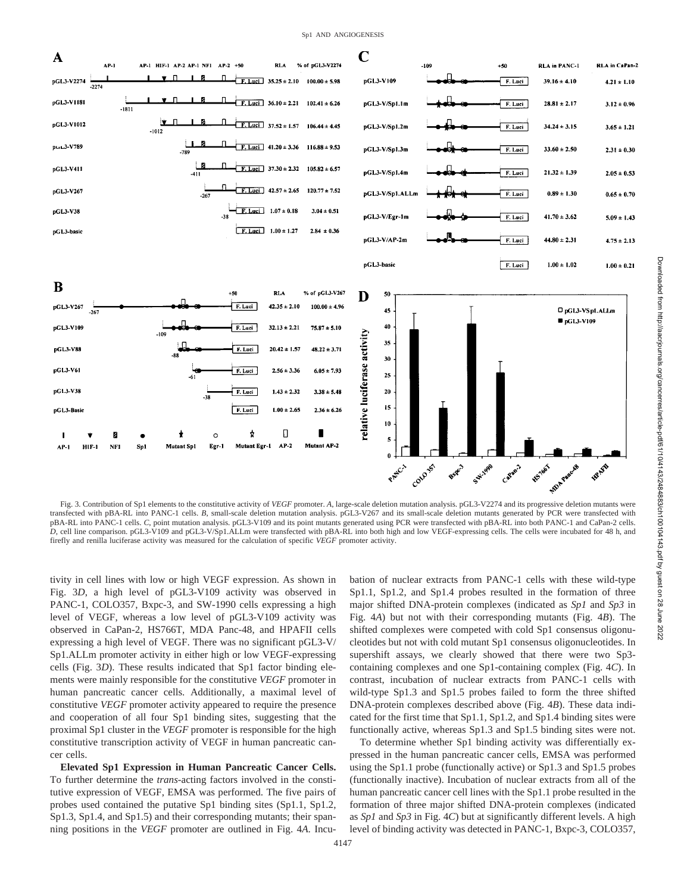Fig. 3. Contribution of Sp1 elements to the constitutive activity of *VEGF* promoter. *A*, large-scale deletion mutation analysis. pGL3-V2274 and its progressive deletion mutants were transfected with pBA-RL into PANC-1 cells. *B*, small-scale deletion mutation analysis. pGL3-V267 and its small-scale deletion mutants generated by PCR were transfected with pBA-RL into PANC-1 cells. *C*, point mutation analysis. pGL3-V109 and its point mutants generated using PCR were transfected with pBA-RL into both PANC-1 and CaPan-2 cells. *D*, cell line comparison. pGL3-V109 and pGL3-V/Sp1.ALLm were transfected with pBA-RL into both high and low VEGF-expressing cells. The cells were incubated for 48 h, and firefly and renilla luciferase activity was measured for the calculation of specific *VEGF* promoter activity.

tivity in cell lines with low or high VEGF expression. As shown in Fig. 3*D*, a high level of pGL3-V109 activity was observed in PANC-1, COLO357, Bxpc-3, and SW-1990 cells expressing a high level of VEGF, whereas a low level of pGL3-V109 activity was observed in CaPan-2, HS766T, MDA Panc-48, and HPAFII cells expressing a high level of VEGF. There was no significant pGL3-V/Sp1.ALLm promoter activity in either high or low VEGF-expressing cells (Fig. 3*D*). These results indicated that Sp1 factor binding elements were mainly responsible for the constitutive *VEGF* promoter in human pancreatic cancer cells. Additionally, a maximal level of constitutive *VEGF* promoter activity appeared to require the presence and cooperation of all four Sp1 binding sites, suggesting that the proximal Sp1 cluster in the *VEGF* promoter is responsible for the high constitutive transcription activity of VEGF in human pancreatic cancer cells.

**Elevated Sp1 Expression in Human Pancreatic Cancer Cells.** To further determine the *trans*-acting factors involved in the constitutive expression of VEGF, EMSA was performed. The five pairs of probes used contained the putative Sp1 binding sites (Sp1.1, Sp1.2, Sp1.3, Sp1.4, and Sp1.5) and their corresponding mutants; their spanning positions in the *VEGF* promoter are outlined in Fig. 4*A*. Incubation of nuclear extracts from PANC-1 cells with these wild-type Sp1.1, Sp1.2, and Sp1.4 probes resulted in the formation of three major shifted DNA-protein complexes (indicated as *Sp1* and *Sp3* in Fig. 4*A*) but not with their corresponding mutants (Fig. 4*B*). The shifted complexes were competed with cold Sp1 consensus oligonucleotides but not with cold mutant Sp1 consensus oligonucleotides. In supershift assays, we clearly showed that there were two Sp3-containing complexes and one Sp1-containing complex (Fig. 4*C*). In contrast, incubation of nuclear extracts from PANC-1 cells with wild-type Sp1.3 and Sp1.5 probes failed to form the three shifted DNA-protein complexes described above (Fig. 4*B*). These data indicated for the first time that Sp1.1, Sp1.2, and Sp1.4 binding sites were functionally active, whereas Sp1.3 and Sp1.5 binding sites were not.

To determine whether Sp1 binding activity was differentially expressed in the human pancreatic cancer cells, EMSA was performed using the Sp1.1 probe (functionally active) or Sp1.3 and Sp1.5 probes (functionally inactive). Incubation of nuclear extracts from all of the human pancreatic cancer cell lines with the Sp1.1 probe resulted in the formation of three major shifted DNA-protein complexes (indicated as *Sp1* and *Sp3* in Fig. 4*C*) but at significantly different levels. A high level of binding activity was detected in PANC-1, Bxpc-3, COLO357,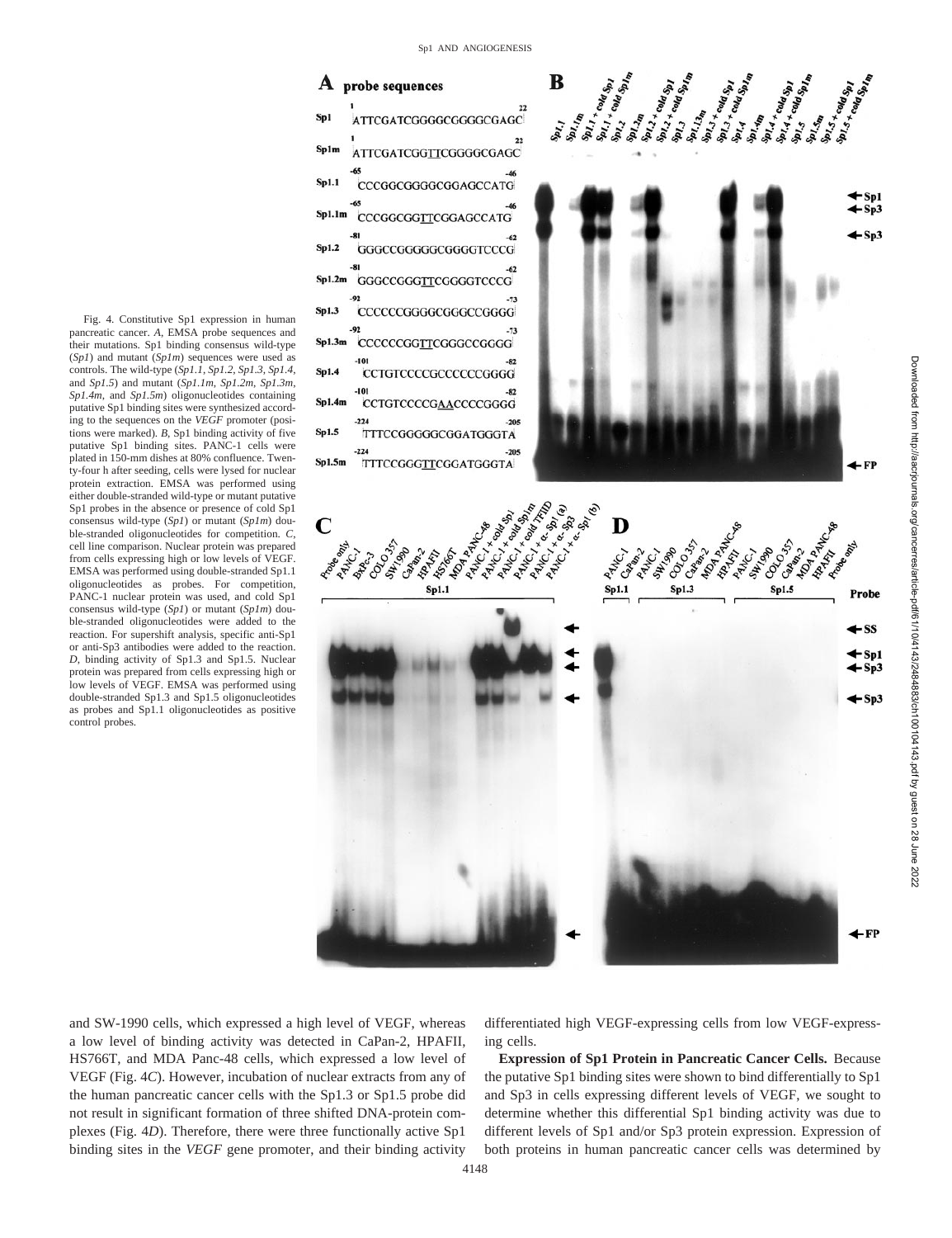Fig. 4. Constitutive Sp1 expression in human pancreatic cancer. *A*, EMSA probe sequences and their mutations. Sp1 binding consensus wild-type (*Sp1*) and mutant (*Sp1m*) sequences were used as controls. The wild-type (*Sp1.1*, *Sp1.2*, *Sp1.3*, *Sp1.4*, and *Sp1.5*) and mutant (*Sp1.1m*, *Sp1.2m*, *Sp1.3m*, *Sp1.4m*, and *Sp1.5m*) oligonucleotides containing putative Sp1 binding sites were synthesized according to the sequences on the *VEGF* promoter (positions were marked). *B*, Sp1 binding activity of five putative Sp1 binding sites. PANC-1 cells were plated in 150-mm dishes at 80% confluence. Twenty-four h after seeding, cells were lysed for nuclear protein extraction. EMSA was performed using either double-stranded wild-type or mutant putative Sp1 probes in the absence or presence of cold Sp1 consensus wild-type (*Sp1*) or mutant (*Sp1m*) double-stranded oligonucleotides for competition. *C*, cell line comparison. Nuclear protein was prepared from cells expressing high or low levels of VEGF. EMSA was performed using double-stranded Sp1.1 oligonucleotides as probes. For competition, PANC-1 nuclear protein was used, and cold Sp1 consensus wild-type (*Sp1*) or mutant (*Sp1m*) double-stranded oligonucleotides were added to the reaction. For supershift analysis, specific anti-Sp1 or anti-Sp3 antibodies were added to the reaction. *D*, binding activity of Sp1.3 and Sp1.5. Nuclear protein was prepared from cells expressing high or low levels of VEGF. EMSA was performed using double-stranded Sp1.3 and Sp1.5 oligonucleotides as probes and Sp1.1 oligonucleotides as positive control probes.

and SW-1990 cells, which expressed a high level of VEGF, whereas a low level of binding activity was detected in CaPan-2, HPAFII, HS766T, and MDA Panc-48 cells, which expressed a low level of VEGF (Fig. 4*C*). However, incubation of nuclear extracts from any of the human pancreatic cancer cells with the Sp1.3 or Sp1.5 probe did not result in significant formation of three shifted DNA-protein complexes (Fig. 4*D*). Therefore, there were three functionally active Sp1 binding sites in the *VEGF* gene promoter, and their binding activity differentiated high VEGF-expressing cells from low VEGF-expressing cells.

**Expression of Sp1 Protein in Pancreatic Cancer Cells.** Because the putative Sp1 binding sites were shown to bind differentially to Sp1 and Sp3 in cells expressing different levels of VEGF, we sought to determine whether this differential Sp1 binding activity was due to different levels of Sp1 and/or Sp3 protein expression. Expression of both proteins in human pancreatic cancer cells was determined by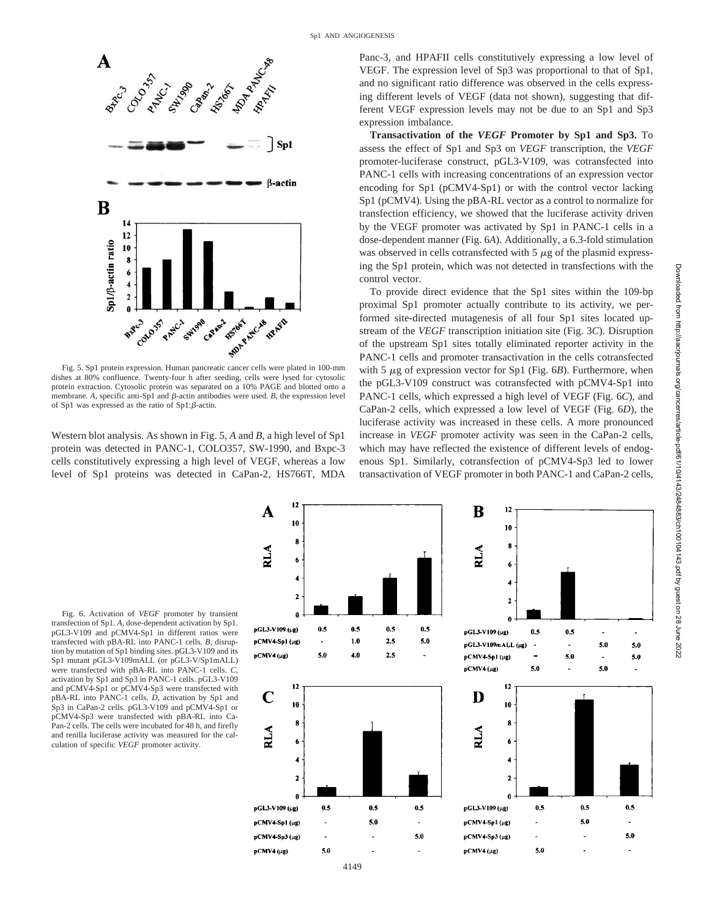Fig. 5. Sp1 protein expression. Human pancreatic cancer cells were plated in 100-mm dishes at 80% confluence. Twenty-four h after seeding, cells were lysed for cytosolic protein extraction. Cytosolic protein was separated on a 10% PAGE and blotted onto a membrane. *A*, specific anti-Sp1 and β-actin antibodies were used. *B*, the expression level of Sp1 was expressed as the ratio of Sp1:β-actin.

Western blot analysis. As shown in Fig. 5, *A* and *B*, a high level of Sp1 protein was detected in PANC-1, COLO357, SW-1990, and Bxpc-3 cells constitutively expressing a high level of VEGF, whereas a low level of Sp1 proteins was detected in CaPan-2, HS766T, MDA Panc-3, and HPAFII cells constitutively expressing a low level of VEGF. The expression level of Sp3 was proportional to that of Sp1, and no significant ratio difference was observed in the cells expressing different levels of VEGF (data not shown), suggesting that different VEGF expression levels may not be due to an Sp1 and Sp3 expression imbalance.

**Transactivation of the *VEGF* Promoter by Sp1 and Sp3.** To assess the effect of Sp1 and Sp3 on *VEGF* transcription, the *VEGF* promoter-luciferase construct, pGL3-V109, was cotransfected into PANC-1 cells with increasing concentrations of an expression vector encoding for Sp1 (pCMV4-Sp1) or with the control vector lacking Sp1 (pCMV4). Using the pBA-RL vector as a control to normalize for transfection efficiency, we showed that the luciferase activity driven by the VEGF promoter was activated by Sp1 in PANC-1 cells in a dose-dependent manner (Fig. 6*A*). Additionally, a 6.3-fold stimulation was observed in cells cotransfected with 5 μg of the plasmid expressing the Sp1 protein, which was not detected in transfections with the control vector.

To provide direct evidence that the Sp1 sites within the 109-bp proximal Sp1 promoter actually contribute to its activity, we performed site-directed mutagenesis of all four Sp1 sites located upstream of the *VEGF* transcription initiation site (Fig. 3*C*). Disruption of the upstream Sp1 sites totally eliminated reporter activity in the PANC-1 cells and promoter transactivation in the cells cotransfected with 5 μg of expression vector for Sp1 (Fig. 6*B*). Furthermore, when the pGL3-V109 construct was cotransfected with pCMV4-Sp1 into PANC-1 cells, which expressed a high level of VEGF (Fig. 6*C*), and CaPan-2 cells, which expressed a low level of VEGF (Fig. 6*D*), the luciferase activity was increased in these cells. A more pronounced increase in *VEGF* promoter activity was seen in the CaPan-2 cells, which may have reflected the existence of different levels of endogenous Sp1. Similarly, cotransfection of pCMV4-Sp3 led to lower transactivation of VEGF promoter in both PANC-1 and CaPan-2 cells,

Fig. 6. Activation of *VEGF* promoter by transient transfection of Sp1. *A*, dose-dependent activation by Sp1. pGL3-V109 and pCMV4-Sp1 in different ratios were transfected with pBA-RL into PANC-1 cells. *B*, disruption by mutation of Sp1 binding sites. pGL3-V109 and its Sp1 mutant pGL3-V109mALL (or pGL3-V/Sp1mALL) were transfected with pBA-RL into PANC-1 cells. *C*, activation by Sp1 and Sp3 in PANC-1 cells. pGL3-V109 and pCMV4-Sp1 or pCMV4-Sp3 were transfected with pBA-RL into PANC-1 cells. *D*, activation by Sp1 and Sp3 in CaPan-2 cells. pGL3-V109 and pCMV4-Sp1 or pCMV4-Sp3 were transfected with pBA-RL into CaPan-2 cells. The cells were incubated for 48 h, and firefly and renilla luciferase activity was measured for the calculation of specific *VEGF* promoter activity.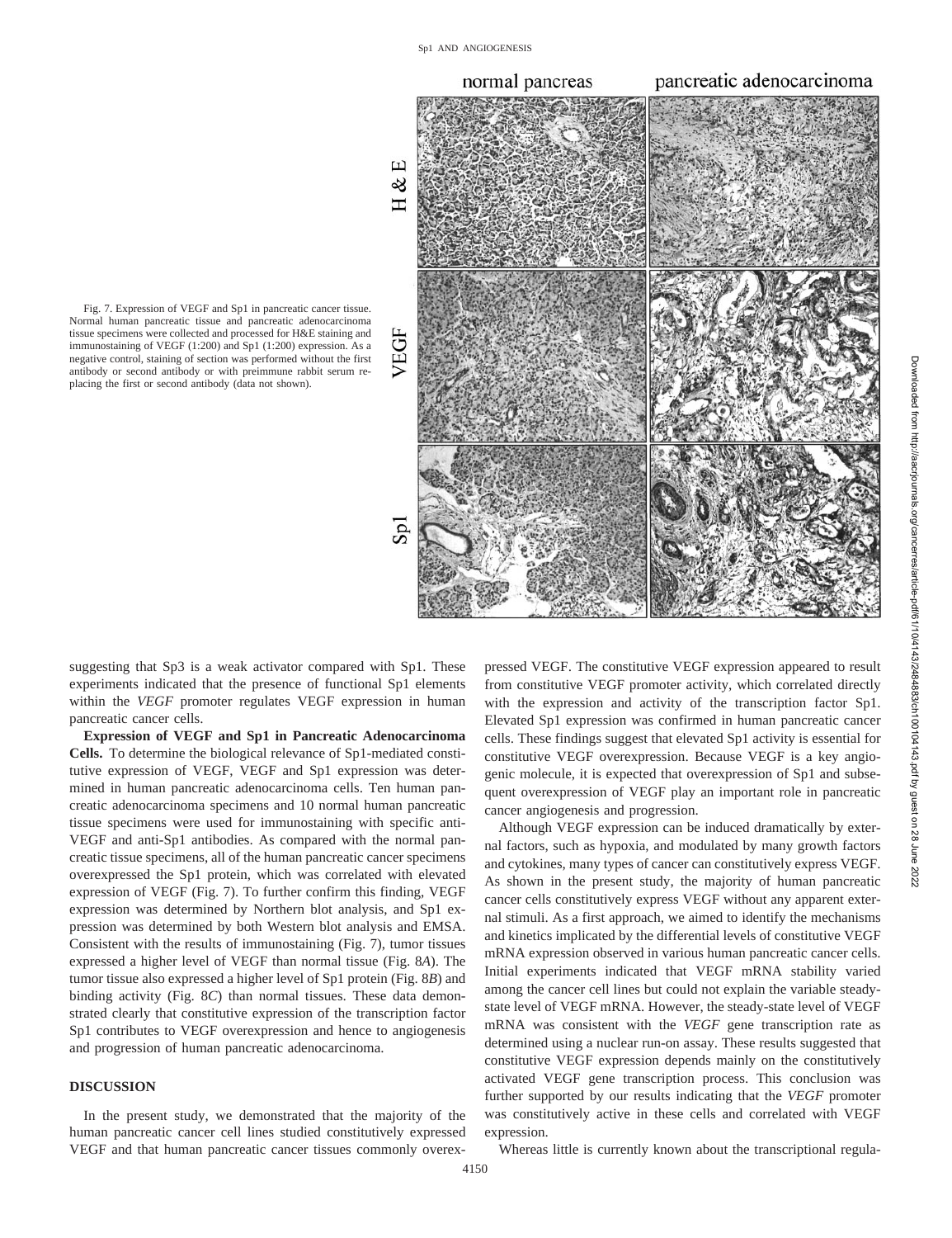Fig. 7. Expression of VEGF and Sp1 in pancreatic cancer tissue. Normal human pancreatic tissue and pancreatic adenocarcinoma tissue specimens were collected and processed for H&E staining and immunostaining of VEGF (1:200) and Sp1 (1:200) expression. As a negative control, staining of section was performed without the first antibody or second antibody or with preimmune rabbit serum replacing the first or second antibody (data not shown).

suggesting that Sp3 is a weak activator compared with Sp1. These experiments indicated that the presence of functional Sp1 elements within the *VEGF* promoter regulates VEGF expression in human pancreatic cancer cells.

**Expression of VEGF and Sp1 in Pancreatic Adenocarcinoma Cells.** To determine the biological relevance of Sp1-mediated constitutive expression of VEGF, VEGF and Sp1 expression was determined in human pancreatic adenocarcinoma cells. Ten human pancreatic adenocarcinoma specimens and 10 normal human pancreatic tissue specimens were used for immunostaining with specific anti-VEGF and anti-Sp1 antibodies. As compared with the normal pancreatic tissue specimens, all of the human pancreatic cancer specimens overexpressed the Sp1 protein, which was correlated with elevated expression of VEGF (Fig. 7). To further confirm this finding, VEGF expression was determined by Northern blot analysis, and Sp1 expression was determined by both Western blot analysis and EMSA. Consistent with the results of immunostaining (Fig. 7), tumor tissues expressed a higher level of VEGF than normal tissue (Fig. 8*A*). The tumor tissue also expressed a higher level of Sp1 protein (Fig. 8*B*) and binding activity (Fig. 8*C*) than normal tissues. These data demonstrated clearly that constitutive expression of the transcription factor Sp1 contributes to VEGF overexpression and hence to angiogenesis and progression of human pancreatic adenocarcinoma.

## DISCUSSION

In the present study, we demonstrated that the majority of the human pancreatic cancer cell lines studied constitutively expressed VEGF and that human pancreatic cancer tissues commonly overexpressed VEGF. The constitutive VEGF expression appeared to result from constitutive VEGF promoter activity, which correlated directly with the expression and activity of the transcription factor Sp1. Elevated Sp1 expression was confirmed in human pancreatic cancer cells. These findings suggest that elevated Sp1 activity is essential for constitutive VEGF overexpression. Because VEGF is a key angiogenic molecule, it is expected that overexpression of Sp1 and subsequent overexpression of VEGF play an important role in pancreatic cancer angiogenesis and progression.

Although VEGF expression can be induced dramatically by external factors, such as hypoxia, and modulated by many growth factors and cytokines, many types of cancer can constitutively express VEGF. As shown in the present study, the majority of human pancreatic cancer cells constitutively express VEGF without any apparent external stimuli. As a first approach, we aimed to identify the mechanisms and kinetics implicated by the differential levels of constitutive VEGF mRNA expression observed in various human pancreatic cancer cells. Initial experiments indicated that VEGF mRNA stability varied among the cancer cell lines but could not explain the variable steady-state level of VEGF mRNA. However, the steady-state level of VEGF mRNA was consistent with the *VEGF* gene transcription rate as determined using a nuclear run-on assay. These results suggested that constitutive VEGF expression depends mainly on the constitutively activated VEGF gene transcription process. This conclusion was further supported by our results indicating that the *VEGF* promoter was constitutively active in these cells and correlated with VEGF expression.

Whereas little is currently known about the transcriptional regula-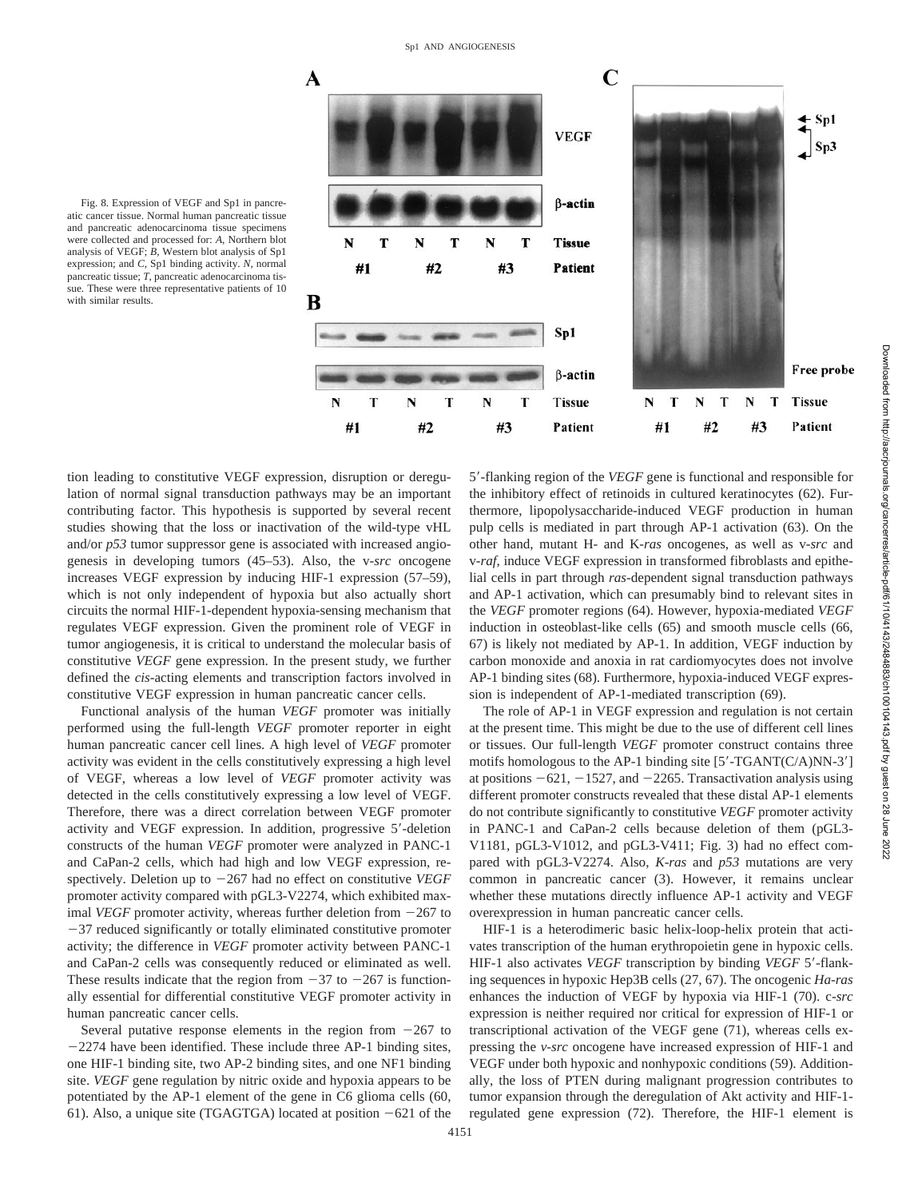Fig. 8. Expression of VEGF and Sp1 in pancreatic cancer tissue. Normal human pancreatic tissue and pancreatic adenocarcinoma tissue specimens were collected and processed for: *A*, Northern blot analysis of VEGF; *B*, Western blot analysis of Sp1 expression; and *C*, Sp1 binding activity. *N*, normal pancreatic tissue; *T*, pancreatic adenocarcinoma tissue. These were three representative patients of 10 with similar results.

tion leading to constitutive VEGF expression, disruption or deregulation of normal signal transduction pathways may be an important contributing factor. This hypothesis is supported by several recent studies showing that the loss or inactivation of the wild-type vHL and/or *p53* tumor suppressor gene is associated with increased angiogenesis in developing tumors (45–53). Also, the v-*src* oncogene increases VEGF expression by inducing HIF-1 expression (57–59), which is not only independent of hypoxia but also actually short circuits the normal HIF-1-dependent hypoxia-sensing mechanism that regulates VEGF expression. Given the prominent role of VEGF in tumor angiogenesis, it is critical to understand the molecular basis of constitutive *VEGF* gene expression. In the present study, we further defined the *cis*-acting elements and transcription factors involved in constitutive VEGF expression in human pancreatic cancer cells.

Functional analysis of the human *VEGF* promoter was initially performed using the full-length *VEGF* promoter reporter in eight human pancreatic cancer cell lines. A high level of *VEGF* promoter activity was evident in the cells constitutively expressing a high level of VEGF, whereas a low level of *VEGF* promoter activity was detected in the cells constitutively expressing a low level of VEGF. Therefore, there was a direct correlation between VEGF promoter activity and VEGF expression. In addition, progressive 5′-deletion constructs of the human *VEGF* promoter were analyzed in PANC-1 and CaPan-2 cells, which had high and low VEGF expression, respectively. Deletion up to −267 had no effect on constitutive *VEGF* promoter activity compared with pGL3-V2274, which exhibited maximal *VEGF* promoter activity, whereas further deletion from −267 to −37 reduced significantly or totally eliminated constitutive promoter activity; the difference in *VEGF* promoter activity between PANC-1 and CaPan-2 cells was consequently reduced or eliminated as well. These results indicate that the region from −37 to −267 is functionally essential for differential constitutive VEGF promoter activity in human pancreatic cancer cells.

Several putative response elements in the region from −267 to −2274 have been identified. These include three AP-1 binding sites, one HIF-1 binding site, two AP-2 binding sites, and one NF1 binding site. *VEGF* gene regulation by nitric oxide and hypoxia appears to be potentiated by the AP-1 element of the gene in C6 glioma cells (60, 61). Also, a unique site (TGAGTGA) located at position −621 of the 5′-flanking region of the *VEGF* gene is functional and responsible for the inhibitory effect of retinoids in cultured keratinocytes (62). Furthermore, lipopolysaccharide-induced VEGF production in human pulp cells is mediated in part through AP-1 activation (63). On the other hand, mutant H- and K-*ras* oncogenes, as well as v-*src* and v-*raf*, induce VEGF expression in transformed fibroblasts and epithelial cells in part through *ras*-dependent signal transduction pathways and AP-1 activation, which can presumably bind to relevant sites in the *VEGF* promoter regions (64). However, hypoxia-mediated *VEGF* induction in osteoblast-like cells (65) and smooth muscle cells (66, 67) is likely not mediated by AP-1. In addition, VEGF induction by carbon monoxide and anoxia in rat cardiomyocytes does not involve AP-1 binding sites (68). Furthermore, hypoxia-induced VEGF expression is independent of AP-1-mediated transcription (69).

The role of AP-1 in VEGF expression and regulation is not certain at the present time. This might be due to the use of different cell lines or tissues. Our full-length *VEGF* promoter construct contains three motifs homologous to the AP-1 binding site [5′-TGANT(C/A)NN-3′] at positions −621, −1527, and −2265. Transactivation analysis using different promoter constructs revealed that these distal AP-1 elements do not contribute significantly to constitutive *VEGF* promoter activity in PANC-1 and CaPan-2 cells because deletion of them (pGL3-V1181, pGL3-V1012, and pGL3-V411; Fig. 3) had no effect compared with pGL3-V2274. Also, *K-ras* and *p53* mutations are very common in pancreatic cancer (3). However, it remains unclear whether these mutations directly influence AP-1 activity and VEGF overexpression in human pancreatic cancer cells.

HIF-1 is a heterodimeric basic helix-loop-helix protein that activates transcription of the human erythropoietin gene in hypoxic cells. HIF-1 also activates *VEGF* transcription by binding *VEGF* 5′-flanking sequences in hypoxic Hep3B cells (27, 67). The oncogenic *Ha-ras* enhances the induction of VEGF by hypoxia via HIF-1 (70). c-*src* expression is neither required nor critical for expression of HIF-1 or transcriptional activation of the VEGF gene (71), whereas cells expressing the *v-src* oncogene have increased expression of HIF-1 and VEGF under both hypoxic and nonhypoxic conditions (59). Additionally, the loss of PTEN during malignant progression contributes to tumor expansion through the deregulation of Akt activity and HIF-1-regulated gene expression (72). Therefore, the HIF-1 element is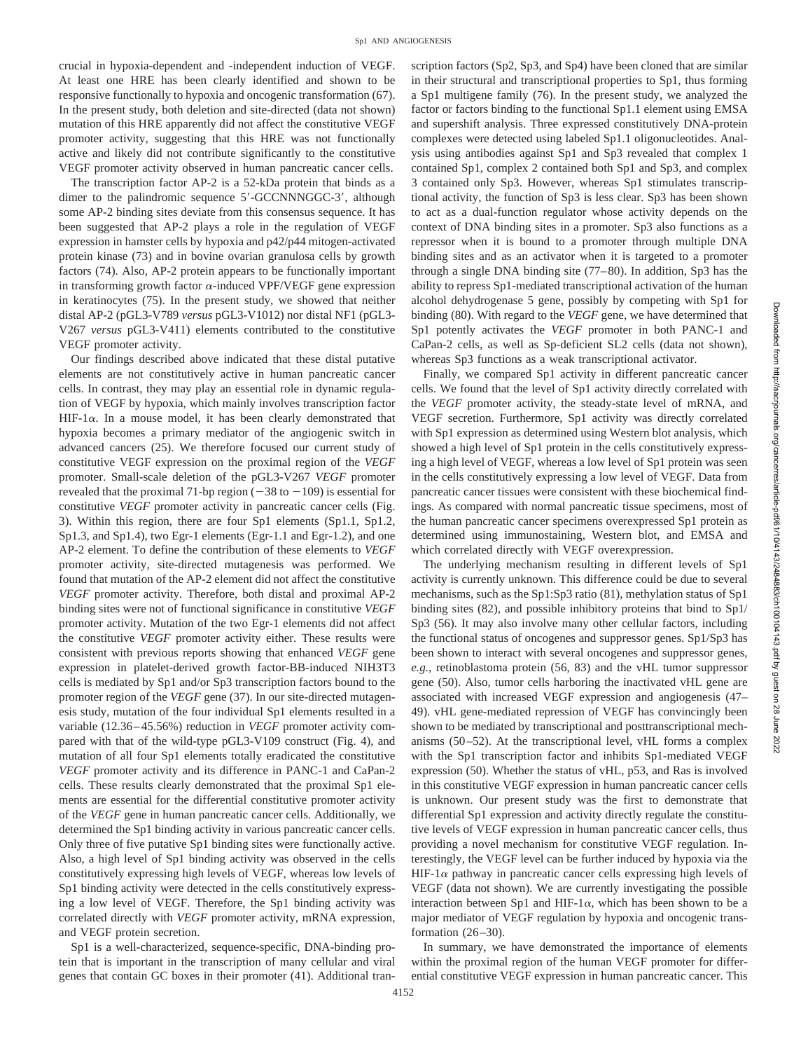crucial in hypoxia-dependent and -independent induction of VEGF. At least one HRE has been clearly identified and shown to be responsive functionally to hypoxia and oncogenic transformation (67). In the present study, both deletion and site-directed (data not shown) mutation of this HRE apparently did not affect the constitutive VEGF promoter activity, suggesting that this HRE was not functionally active and likely did not contribute significantly to the constitutive VEGF promoter activity observed in human pancreatic cancer cells.

The transcription factor AP-2 is a 52-kDa protein that binds as a dimer to the palindromic sequence 5′-GCCNNNGGC-3′, although some AP-2 binding sites deviate from this consensus sequence. It has been suggested that AP-2 plays a role in the regulation of VEGF expression in hamster cells by hypoxia and p42/p44 mitogen-activated protein kinase (73) and in bovine ovarian granulosa cells by growth factors (74). Also, AP-2 protein appears to be functionally important in transforming growth factor α-induced VPF/VEGF gene expression in keratinocytes (75). In the present study, we showed that neither distal AP-2 (pGL3-V789 *versus* pGL3-V1012) nor distal NF1 (pGL3-V267 *versus* pGL3-V411) elements contributed to the constitutive VEGF promoter activity.

Our findings described above indicated that these distal putative elements are not constitutively active in human pancreatic cancer cells. In contrast, they may play an essential role in dynamic regulation of VEGF by hypoxia, which mainly involves transcription factor HIF-1α. In a mouse model, it has been clearly demonstrated that hypoxia becomes a primary mediator of the angiogenic switch in advanced cancers (25). We therefore focused our current study of constitutive VEGF expression on the proximal region of the *VEGF* promoter. Small-scale deletion of the pGL3-V267 *VEGF* promoter revealed that the proximal 71-bp region (−38 to −109) is essential for constitutive *VEGF* promoter activity in pancreatic cancer cells (Fig. 3). Within this region, there are four Sp1 elements (Sp1.1, Sp1.2, Sp1.3, and Sp1.4), two Egr-1 elements (Egr-1.1 and Egr-1.2), and one AP-2 element. To define the contribution of these elements to *VEGF* promoter activity, site-directed mutagenesis was performed. We found that mutation of the AP-2 element did not affect the constitutive *VEGF* promoter activity. Therefore, both distal and proximal AP-2 binding sites were not of functional significance in constitutive *VEGF* promoter activity. Mutation of the two Egr-1 elements did not affect the constitutive *VEGF* promoter activity either. These results were consistent with previous reports showing that enhanced *VEGF* gene expression in platelet-derived growth factor-BB-induced NIH3T3 cells is mediated by Sp1 and/or Sp3 transcription factors bound to the promoter region of the *VEGF* gene (37). In our site-directed mutagenesis study, mutation of the four individual Sp1 elements resulted in a variable (12.36–45.56%) reduction in *VEGF* promoter activity compared with that of the wild-type pGL3-V109 construct (Fig. 4), and mutation of all four Sp1 elements totally eradicated the constitutive *VEGF* promoter activity and its difference in PANC-1 and CaPan-2 cells. These results clearly demonstrated that the proximal Sp1 elements are essential for the differential constitutive promoter activity of the *VEGF* gene in human pancreatic cancer cells. Additionally, we determined the Sp1 binding activity in various pancreatic cancer cells. Only three of five putative Sp1 binding sites were functionally active. Also, a high level of Sp1 binding activity was observed in the cells constitutively expressing high levels of VEGF, whereas low levels of Sp1 binding activity were detected in the cells constitutively expressing a low level of VEGF. Therefore, the Sp1 binding activity was correlated directly with *VEGF* promoter activity, mRNA expression, and VEGF protein secretion.

Sp1 is a well-characterized, sequence-specific, DNA-binding protein that is important in the transcription of many cellular and viral genes that contain GC boxes in their promoter (41). Additional transcription factors (Sp2, Sp3, and Sp4) have been cloned that are similar in their structural and transcriptional properties to Sp1, thus forming a Sp1 multigene family (76). In the present study, we analyzed the factor or factors binding to the functional Sp1.1 element using EMSA and supershift analysis. Three expressed constitutively DNA-protein complexes were detected using labeled Sp1.1 oligonucleotides. Analysis using antibodies against Sp1 and Sp3 revealed that complex 1 contained Sp1, complex 2 contained both Sp1 and Sp3, and complex 3 contained only Sp3. However, whereas Sp1 stimulates transcriptional activity, the function of Sp3 is less clear. Sp3 has been shown to act as a dual-function regulator whose activity depends on the context of DNA binding sites in a promoter. Sp3 also functions as a repressor when it is bound to a promoter through multiple DNA binding sites and as an activator when it is targeted to a promoter through a single DNA binding site (77–80). In addition, Sp3 has the ability to repress Sp1-mediated transcriptional activation of the human alcohol dehydrogenase 5 gene, possibly by competing with Sp1 for binding (80). With regard to the *VEGF* gene, we have determined that Sp1 potently activates the *VEGF* promoter in both PANC-1 and CaPan-2 cells, as well as Sp-deficient SL2 cells (data not shown), whereas Sp3 functions as a weak transcriptional activator.

Finally, we compared Sp1 activity in different pancreatic cancer cells. We found that the level of Sp1 activity directly correlated with the *VEGF* promoter activity, the steady-state level of mRNA, and VEGF secretion. Furthermore, Sp1 activity was directly correlated with Sp1 expression as determined using Western blot analysis, which showed a high level of Sp1 protein in the cells constitutively expressing a high level of VEGF, whereas a low level of Sp1 protein was seen in the cells constitutively expressing a low level of VEGF. Data from pancreatic cancer tissues were consistent with these biochemical findings. As compared with normal pancreatic tissue specimens, most of the human pancreatic cancer specimens overexpressed Sp1 protein as determined using immunostaining, Western blot, and EMSA and which correlated directly with VEGF overexpression.

The underlying mechanism resulting in different levels of Sp1 activity is currently unknown. This difference could be due to several mechanisms, such as the Sp1:Sp3 ratio (81), methylation status of Sp1 binding sites (82), and possible inhibitory proteins that bind to Sp1/Sp3 (56). It may also involve many other cellular factors, including the functional status of oncogenes and suppressor genes. Sp1/Sp3 has been shown to interact with several oncogenes and suppressor genes, *e.g.*, retinoblastoma protein (56, 83) and the vHL tumor suppressor gene (50). Also, tumor cells harboring the inactivated vHL gene are associated with increased VEGF expression and angiogenesis (47–49). vHL gene-mediated repression of VEGF has convincingly been shown to be mediated by transcriptional and posttranscriptional mechanisms (50–52). At the transcriptional level, vHL forms a complex with the Sp1 transcription factor and inhibits Sp1-mediated VEGF expression (50). Whether the status of vHL, p53, and Ras is involved in this constitutive VEGF expression in human pancreatic cancer cells is unknown. Our present study was the first to demonstrate that differential Sp1 expression and activity directly regulate the constitutive levels of VEGF expression in human pancreatic cancer cells, thus providing a novel mechanism for constitutive VEGF regulation. Interestingly, the VEGF level can be further induced by hypoxia via the HIF-1α pathway in pancreatic cancer cells expressing high levels of VEGF (data not shown). We are currently investigating the possible interaction between Sp1 and HIF-1α, which has been shown to be a major mediator of VEGF regulation by hypoxia and oncogenic transformation (26–30).

In summary, we have demonstrated the importance of elements within the proximal region of the human VEGF promoter for differential constitutive VEGF expression in human pancreatic cancer. This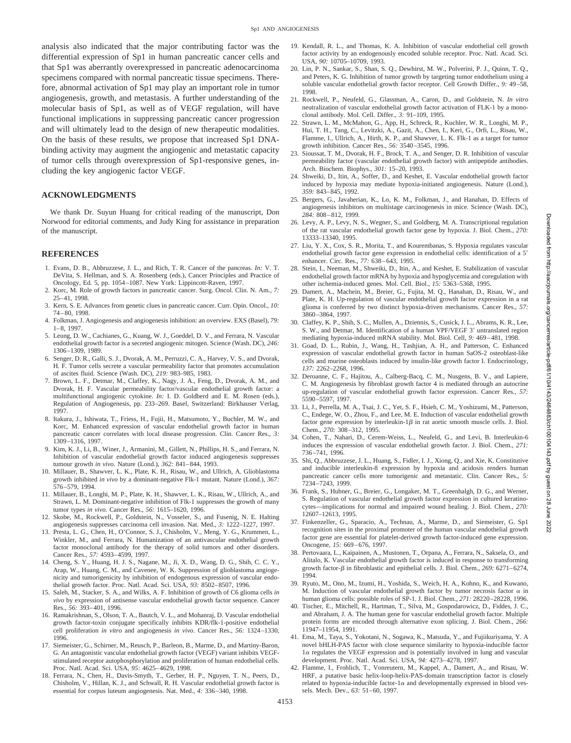analysis also indicated that the major contributing factor was the differential expression of Sp1 in human pancreatic cancer cells and that Sp1 was aberrantly overexpressed in pancreatic adenocarcinoma specimens compared with normal pancreatic tissue specimens. Therefore, abnormal activation of Sp1 may play an important role in tumor angiogenesis, growth, and metastasis. A further understanding of the molecular basis of Sp1, as well as of VEGF regulation, will have functional implications in suppressing pancreatic cancer progression and will ultimately lead to the design of new therapeutic modalities. On the basis of these results, we propose that increased Sp1 DNA-binding activity may augment the angiogenic and metastatic capacity of tumor cells through overexpression of Sp1-responsive genes, including the key angiogenic factor VEGF.

## ACKNOWLEDGMENTS

We thank Dr. Suyun Huang for critical reading of the manuscript, Don Norwood for editorial comments, and Judy King for assistance in preparation of the manuscript.

## REFERENCES

1. Evans, D. B., Abbruzzese, J. L., and Rich, T. R. Cancer of the pancreas. *In:* V. T. DeVita, S. Hellman, and S. A. Rosenberg (eds.), Cancer Principles and Practice of Oncology, Ed. 5, pp. 1054–1087. New York: Lippincott-Raven, 1997.
2. Korc, M. Role of growth factors in pancreatic cancer. Surg. Oncol. Clin. N. Am., *7:* 25–41, 1998.
3. Kern, S. E. Advances from genetic clues in pancreatic cancer. Curr. Opin. Oncol., *10:* 74–80, 1998.
4. Folkman, J. Angiogenesis and angiogenesis inhibition: an overview. EXS (Basel), *79:* 1–8, 1997.
5. Leung, D. W., Cachianes, G., Kuang, W. J., Goeddel, D. V., and Ferrara, N. Vascular endothelial growth factor is a secreted angiogenic mitogen. Science (Wash. DC), *246:* 1306–1309, 1989.
6. Senger, D. R., Galli, S. J., Dvorak, A. M., Perruzzi, C. A., Harvey, V. S., and Dvorak, H. F. Tumor cells secrete a vascular permeability factor that promotes accumulation of ascites fluid. Science (Wash. DC), *219:* 983–985, 1983.
7. Brown, L. F., Detmar, M., Claffey, K., Nagy, J. A., Feng, D., Dvorak, A. M., and Dvorak, H. F. Vascular permeability factor/vascular endothelial growth factor: a multifunctional angiogenic cytokine. *In:* I. D. Goldberd and E. M. Rosen (eds.), Regulation of Angiogenesis, pp. 233–269. Basel, Switzerland: Birkhauser Verlag, 1997.
8. Itakura, J., Ishiwata, T., Friess, H., Fujii, H., Matsumoto, Y., Buchler, M. W., and Korc, M. Enhanced expression of vascular endothelial growth factor in human pancreatic cancer correlates with local disease progression. Clin. Cancer Res., *3:* 1309–1316, 1997.
9. Kim, K. J., Li, B., Winer, J., Armanini, M., Gillett, N., Phillips, H. S., and Ferrara, N. Inhibition of vascular endothelial growth factor induced angiogenesis suppresses tumour growth *in vivo*. Nature (Lond.), *362:* 841–844, 1993.
10. Millauer, B., Shawver, L. K., Plate, K. H., Risau, W., and Ullrich, A. Glioblastoma growth inhibited *in vivo* by a dominant-negative Flk-1 mutant. Nature (Lond.), *367:* 576–579, 1994.
11. Millauer, B., Longhi, M. P., Plate, K. H., Shawver, L. K., Risau, W., Ullrich, A., and Strawn, L. M. Dominant-negative inhibition of Flk-1 suppresses the growth of many tumor types *in vivo.* Cancer Res., *56:* 1615–1620, 1996.
12. Skobe, M., Rockwell, P., Goldstein, N., Vosseler, S., and Fusenig, N. E. Halting angiogenesis suppresses carcinoma cell invasion. Nat. Med., *3:* 1222–1227, 1997.
13. Presta, L. G., Chen, H., O'Connor, S. J., Chisholm, V., Meng, Y. G., Krummen, L., Winkler, M., and Ferrara, N. Humanization of an antivascular endothelial growth factor monoclonal antibody for the therapy of solid tumors and other disorders. Cancer Res., *57:* 4593–4599, 1997.
14. Cheng, S. Y., Huang, H. J. S., Nagane, M., Ji, X. D., Wang, D. G., Shih, C. C. Y., Arap, W., Huang, C. M., and Cavenee, W. K. Suppression of glioblastoma angiogenicity and tumorigenicity by inhibition of endogenous expression of vascular endothelial growth factor. Proc. Natl. Acad. Sci. USA, *93:* 8502–8507, 1996.
15. Saleh, M., Stacker, S. A., and Wilks, A. F. Inhibition of growth of C6 glioma cells *in vivo* by expression of antisense vascular endothelial growth factor sequence. Cancer Res., *56:* 393–401, 1996.
16. Ramakrishnan, S., Olson, T. A., Bautch, V. L., and Mohanraj, D. Vascular endothelial growth factor-toxin conjugate specifically inhibits KDR/flk-1-positive endothelial cell proliferation *in vitro* and angiogenesis *in vivo*. Cancer Res., *56:* 1324–1330, 1996.
17. Siemeister, G., Schirner, M., Reusch, P., Barleon, B., Marme, D., and Martiny-Baron, G. An antagonistic vascular endothelial growth factor (VEGF) variant inhibits VEGF-stimulated receptor autophosphorylation and proliferation of human endothelial cells. Proc. Natl. Acad. Sci. USA, *95:* 4625–4629, 1998.
18. Ferrara, N., Chen, H., Davis-Smyth, T., Gerber, H. P., Nguyen, T. N., Peers, D., Chisholm, V., Hillan, K. J., and Schwall, R. H. Vascular endothelial growth factor is essential for corpus luteum angiogenesis. Nat. Med., *4:* 336–340, 1998.
19. Kendall, R. L., and Thomas, K. A. Inhibition of vascular endothelial cell growth factor activity by an endogenously encoded soluble receptor. Proc. Natl. Acad. Sci. USA, *90:* 10705–10709, 1993.
20. Lin, P. N., Sankar, S., Shan, S. Q., Dewhirst, M. W., Polverini, P. J., Quinn, T. Q., and Peters, K. G. Inhibition of tumor growth by targeting tumor endothelium using a soluble vascular endothelial growth factor receptor. Cell Growth Differ., *9:* 49–58, 1998.
21. Rockwell, P., Neufeld, G., Glassman, A., Caron, D., and Goldstein, N. *In vitro* neutralization of vascular endothelial growth factor activation of FLK-1 by a monoclonal antibody. Mol. Cell. Differ., *3:* 91–109, 1995.
22. Strawn, L. M., McMahon, G., App, H., Schreck, R., Kuchler, W. R., Longhi, M. P., Hui, T. H., Tang, C., Levitzki, A., Gazit, A., Chen, I., Keri, G., Orfi, L., Risau, W., Flamme, I., Ullrich, A., Hirth, K. P., and Shawver, L. K. Flk-1 as a target for tumor growth inhibition. Cancer Res., *56:* 3540–3545, 1996.
23. Sioussat, T. M., Dvorak, H. F., Brock, T. A., and Senger, D. R. Inhibition of vascular permeability factor (vascular endothelial growth factor) with antipeptide antibodies. Arch. Biochem. Biophys., *301:* 15–20, 1993.
24. Shweiki, D., Itin, A., Soffer, D., and Keshet, E. Vascular endothelial growth factor induced by hypoxia may mediate hypoxia-initiated angiogenesis. Nature (Lond.), *359:* 843–845, 1992.
25. Bergers, G., Javaherian, K., Lo, K. M., Folkman, J., and Hanahan, D. Effects of angiogenesis inhibitors on multistage carcinogenesis in mice. Science (Wash. DC), *284:* 808–812, 1999.
26. Levy, A. P., Levy, N. S., Wegner, S., and Goldberg, M. A. Transcriptional regulation of the rat vascular endothelial growth factor gene by hypoxia. J. Biol. Chem., *270:* 13333–13340, 1995.
27. Liu, Y. X., Cox, S. R., Morita, T., and Kourembanas, S. Hypoxia regulates vascular endothelial growth factor gene expression in endothelial cells: identification of a 5′ enhancer. Circ. Res., *77:* 638–643, 1995.
28. Stein, I., Neeman, M., Shweiki, D., Itin, A., and Keshet, E. Stabilization of vascular endothelial growth factor mRNA by hypoxia and hypoglycemia and coregulation with other ischemia-induced genes. Mol. Cell. Biol., *15:* 5363–5368, 1995.
29. Damert, A., Machein, M., Breier, G., Fujita, M. Q., Hanahan, D., Risau, W., and Plate, K. H. Up-regulation of vascular endothelial growth factor expression in a rat glioma is conferred by two distinct hypoxia-driven mechanisms. Cancer Res., *57:* 3860–3864, 1997.
30. Claffey, K. P., Shih, S. C., Mullen, A., Dziennis, S., Cusick, J. L., Abrams, K. R., Lee, S. W., and Detmar, M. Identification of a human VPF/VEGF 3′ untranslated region mediating hypoxia-induced mRNA stability. Mol. Biol. Cell, *9:* 469–481, 1998.
31. Goad, D. L., Rubin, J., Wang, H., Tashjian, A. H., and Patterson, C. Enhanced expression of vascular endothelial growth factor in human SaOS-2 osteoblast-like cells and murine osteoblasts induced by insulin-like growth factor I. Endocrinology, *137:* 2262–2268, 1996.
32. Deroanne, C. F., Hajitou, A., Calberg-Bacq, C. M., Nusgens, B. V., and Lapiere, C. M. Angiogenesis by fibroblast growth factor 4 is mediated through an autocrine up-regulation of vascular endothelial growth factor expression. Cancer Res., *57:* 5590–5597, 1997.
33. Li, J., Perrella, M. A., Tsai, J. C., Yet, S. F., Hsieh, C. M., Yoshizumi, M., Patterson, C., Endege, W. O., Zhou, F., and Lee, M. E. Induction of vascular endothelial growth factor gene expression by interleukin-1$\beta$ in rat aortic smooth muscle cells. J. Biol. Chem., *270:* 308–312, 1995.
34. Cohen, T., Nahari, D., Cerem-Weiss, L., Neufeld, G., and Levi, B. Interleukin-6 induces the expression of vascular endothelial growth factor. J. Biol. Chem., *271:* 736–741, 1996.
35. Shi, Q., Abbruzzese, J. L., Huang, S., Fidler, I. J., Xiong, Q., and Xie, K. Constitutive and inducible interleukin-8 expression by hypoxia and acidosis renders human pancreatic cancer cells more tumorigenic and metastatic. Clin. Cancer Res., *5:* 7234–7243, 1999.
36. Frank, S., Hubner, G., Breier, G., Longaker, M. T., Greenhalgh, D. G., and Werner, S. Regulation of vascular endothelial growth factor expression in cultured keratinocytes—implications for normal and impaired wound healing. J. Biol. Chem., *270:* 12607–12613, 1995.
37. Finkenzeller, G., Sparacio, A., Technau, A., Marme, D., and Siemeister, G. Sp1 recognition sites in the proximal promoter of the human vascular endothelial growth factor gene are essential for platelet-derived growth factor-induced gene expression. Oncogene, *15:* 669–676, 1997.
38. Pertovaara, L., Kaipainen, A., Mustonen, T., Orpana, A., Ferrara, N., Saksela, O., and Alitalo, K. Vascular endothelial growth factor is induced in response to transforming growth factor-$\beta$ in fibroblastic and epithelial cells. J. Biol. Chem., *269:* 6271–6274, 1994.
39. Ryuto, M., Ono, M., Izumi, H., Yoshida, S., Weich, H. A., Kohno, K., and Kuwano, M. Induction of vascular endothelial growth factor by tumor necrosis factor $\alpha$ in human glioma cells: possible roles of SP-1. J. Biol. Chem., *271:* 28220–28228, 1996.
40. Tischer, E., Mitchell, R., Hartman, T., Silva, M., Gospodarowicz, D., Fiddes, J. C., and Abraham, J. A. The human gene for vascular endothelial growth factor. Multiple protein forms are encoded through alternative exon splicing. J. Biol. Chem., *266:* 11947–11954, 1991.
41. Ema, M., Taya, S., Yokotani, N., Sogawa, K., Matsuda, Y., and Fujiikuriyama, Y. A novel bHLH-PAS factor with close sequence similarity to hypoxia-inducible factor 1$\alpha$ regulates the VEGF expression and is potentially involved in lung and vascular development. Proc. Natl. Acad. Sci. USA, *94:* 4273–4278, 1997.
42. Flamme, I., Frohlich, T., Vonreutern, M., Kappel, A., Damert, A., and Risau, W. HRF, a putative basic helix-loop-helix-PAS-domain transcription factor is closely related to hypoxia-inducible factor-1$\alpha$ and developmentally expressed in blood vessels. Mech. Dev., *63:* 51–60, 1997.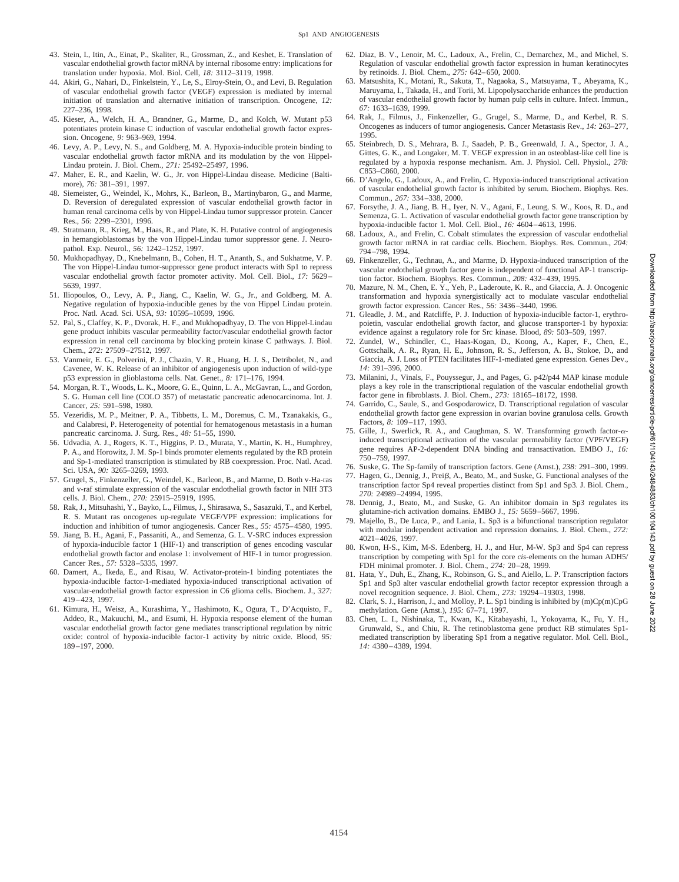43. Stein, I., Itin, A., Einat, P., Skaliter, R., Grossman, Z., and Keshet, E. Translation of vascular endothelial growth factor mRNA by internal ribosome entry: implications for translation under hypoxia. Mol. Biol. Cell, *18:* 3112–3119, 1998.
44. Akiri, G., Nahari, D., Finkelstein, Y., Le, S., Elroy-Stein, O., and Levi, B. Regulation of vascular endothelial growth factor (VEGF) expression is mediated by internal initiation of translation and alternative initiation of transcription. Oncogene, *12:* 227–236, 1998.
45. Kieser, A., Welch, H. A., Brandner, G., Marme, D., and Kolch, W. Mutant p53 potentiates protein kinase C induction of vascular endothelial growth factor expression. Oncogene, *9:* 963–969, 1994.
46. Levy, A. P., Levy, N. S., and Goldberg, M. A. Hypoxia-inducible protein binding to vascular endothelial growth factor mRNA and its modulation by the von Hippel-Lindau protein. J. Biol. Chem., *271:* 25492–25497, 1996.
47. Maher, E. R., and Kaelin, W. G., Jr. von Hippel-Lindau disease. Medicine (Baltimore), *76:* 381–391, 1997.
48. Siemeister, G., Weindel, K., Mohrs, K., Barleon, B., Martinybaron, G., and Marme, D. Reversion of deregulated expression of vascular endothelial growth factor in human renal carcinoma cells by von Hippel-Lindau tumor suppressor protein. Cancer Res., *56:* 2299–2301, 1996.
49. Stratmann, R., Krieg, M., Haas, R., and Plate, K. H. Putative control of angiogenesis in hemangioblastomas by the von Hippel-Lindau tumor suppressor gene. J. Neuropathol. Exp. Neurol., *56:* 1242–1252, 1997.
50. Mukhopadhyay, D., Knebelmann, B., Cohen, H. T., Ananth, S., and Sukhatme, V. P. The von Hippel-Lindau tumor-suppressor gene product interacts with Sp1 to repress vascular endothelial growth factor promoter activity. Mol. Cell. Biol., *17:* 5629–5639, 1997.
51. Iliopoulos, O., Levy, A. P., Jiang, C., Kaelin, W. G., Jr., and Goldberg, M. A. Negative regulation of hypoxia-inducible genes by the von Hippel Lindau protein. Proc. Natl. Acad. Sci. USA, *93:* 10595–10599, 1996.
52. Pal, S., Claffey, K. P., Dvorak, H. F., and Mukhopadhyay, D. The von Hippel-Lindau gene product inhibits vascular permeability factor/vascular endothelial growth factor expression in renal cell carcinoma by blocking protein kinase C pathways. J. Biol. Chem., *272:* 27509–27512, 1997.
53. Vanmeir, E. G., Polverini, P. J., Chazin, V. R., Huang, H. J. S., Detribolet, N., and Cavenee, W. K. Release of an inhibitor of angiogenesis upon induction of wild-type p53 expression in glioblastoma cells. Nat. Genet., *8:* 171–176, 1994.
54. Morgan, R. T., Woods, L. K., Moore, G. E., Quinn, L. A., McGavran, L., and Gordon, S. G. Human cell line (COLO 357) of metastatic pancreatic adenocarcinoma. Int. J. Cancer, *25:* 591–598, 1980.
55. Vezeridis, M. P., Meitner, P. A., Tibbetts, L. M., Doremus, C. M., Tzanakakis, G., and Calabresi, P. Heterogeneity of potential for hematogenous metastasis in a human pancreatic carcinoma. J. Surg. Res., *48:* 51–55, 1990.
56. Udvadia, A. J., Rogers, K. T., Higgins, P. D., Murata, Y., Martin, K. H., Humphrey, P. A., and Horowitz, J. M. Sp-1 binds promoter elements regulated by the RB protein and Sp-1-mediated transcription is stimulated by RB coexpression. Proc. Natl. Acad. Sci. USA, *90:* 3265–3269, 1993.
57. Grugel, S., Finkenzeller, G., Weindel, K., Barleon, B., and Marme, D. Both v-Ha-ras and v-raf stimulate expression of the vascular endothelial growth factor in NIH 3T3 cells. J. Biol. Chem., *270:* 25915–25919, 1995.
58. Rak, J., Mitsuhashi, Y., Bayko, L., Filmus, J., Shirasawa, S., Sasazuki, T., and Kerbel, R. S. Mutant ras oncogenes up-regulate VEGF/VPF expression: implications for induction and inhibition of tumor angiogenesis. Cancer Res., *55:* 4575–4580, 1995.
59. Jiang, B. H., Agani, F., Passaniti, A., and Semenza, G. L. V-SRC induces expression of hypoxia-inducible factor 1 (HIF-1) and transcription of genes encoding vascular endothelial growth factor and enolase 1: involvement of HIF-1 in tumor progression. Cancer Res., *57:* 5328–5335, 1997.
60. Damert, A., Ikeda, E., and Risau, W. Activator-protein-1 binding potentiates the hypoxia-inducible factor-1-mediated hypoxia-induced transcriptional activation of vascular-endothelial growth factor expression in C6 glioma cells. Biochem. J., *327:* 419–423, 1997.
61. Kimura, H., Weisz, A., Kurashima, Y., Hashimoto, K., Ogura, T., D'Acquisto, F., Addeo, R., Makuuchi, M., and Esumi, H. Hypoxia response element of the human vascular endothelial growth factor gene mediates transcriptional regulation by nitric oxide: control of hypoxia-inducible factor-1 activity by nitric oxide. Blood, *95:* 189–197, 2000.
62. Diaz, B. V., Lenoir, M. C., Ladoux, A., Frelin, C., Demarchez, M., and Michel, S. Regulation of vascular endothelial growth factor expression in human keratinocytes by retinoids. J. Biol. Chem., *275:* 642–650, 2000.
63. Matsushita, K., Motani, R., Sakuta, T., Nagaoka, S., Matsuyama, T., Abeyama, K., Maruyama, I., Takada, H., and Torii, M. Lipopolysaccharide enhances the production of vascular endothelial growth factor by human pulp cells in culture. Infect. Immun., *67:* 1633–1639, 1999.
64. Rak, J., Filmus, J., Finkenzeller, G., Grugel, S., Marme, D., and Kerbel, R. S. Oncogenes as inducers of tumor angiogenesis. Cancer Metastasis Rev., *14:* 263–277, 1995.
65. Steinbrech, D. S., Mehrara, B. J., Saadeh, P. B., Greenwald, J. A., Spector, J. A., Gittes, G. K., and Longaker, M. T. VEGF expression in an osteoblast-like cell line is regulated by a hypoxia response mechanism. Am. J. Physiol. Cell. Physiol., *278:* C853–C860, 2000.
66. D'Angelo, G., Ladoux, A., and Frelin, C. Hypoxia-induced transcriptional activation of vascular endothelial growth factor is inhibited by serum. Biochem. Biophys. Res. Commun., *267:* 334–338, 2000.
67. Forsythe, J. A., Jiang, B. H., Iyer, N. V., Agani, F., Leung, S. W., Koos, R. D., and Semenza, G. L. Activation of vascular endothelial growth factor gene transcription by hypoxia-inducible factor 1. Mol. Cell. Biol., *16:* 4604–4613, 1996.
68. Ladoux, A., and Frelin, C. Cobalt stimulates the expression of vascular endothelial growth factor mRNA in rat cardiac cells. Biochem. Biophys. Res. Commun., *204:* 794–798, 1994.
69. Finkenzeller, G., Technau, A., and Marme, D. Hypoxia-induced transcription of the vascular endothelial growth factor gene is independent of functional AP-1 transcription factor. Biochem. Biophys. Res. Commun., *208:* 432–439, 1995.
70. Mazure, N. M., Chen, E. Y., Yeh, P., Laderoute, K. R., and Giaccia, A. J. Oncogenic transformation and hypoxia synergistically act to modulate vascular endothelial growth factor expression. Cancer Res., *56:* 3436–3440, 1996.
71. Gleadle, J. M., and Ratcliffe, P. J. Induction of hypoxia-inducible factor-1, erythropoietin, vascular endothelial growth factor, and glucose transporter-1 by hypoxia: evidence against a regulatory role for Src kinase. Blood, *89:* 503–509, 1997.
72. Zundel, W., Schindler, C., Haas-Kogan, D., Koong, A., Kaper, F., Chen, E., Gottschalk, A. R., Ryan, H. E., Johnson, R. S., Jefferson, A. B., Stokoe, D., and Giaccia, A. J. Loss of PTEN facilitates HIF-1-mediated gene expression. Genes Dev., *14:* 391–396, 2000.
73. Milanini, J., Vinals, F., Pouyssegur, J., and Pages, G. p42/p44 MAP kinase module plays a key role in the transcriptional regulation of the vascular endothelial growth factor gene in fibroblasts. J. Biol. Chem., *273:* 18165–18172, 1998.
74. Garrido, C., Saule, S., and Gospodarowicz, D. Transcriptional regulation of vascular endothelial growth factor gene expression in ovarian bovine granulosa cells. Growth Factors, *8:* 109–117, 1993.
75. Gille, J., Swerlick, R. A., and Caughman, S. W. Transforming growth factor-$\alpha$-induced transcriptional activation of the vascular permeability factor (VPF/VEGF) gene requires AP-2-dependent DNA binding and transactivation. EMBO J., *16:* 750–759, 1997.
76. Suske, G. The Sp-family of transcription factors. Gene (Amst.), *238:* 291–300, 1999.
77. Hagen, G., Dennig, J., Prei$\beta$, A., Beato, M., and Suske, G. Functional analyses of the transcription factor Sp4 reveal properties distinct from Sp1 and Sp3. J. Biol. Chem., *270:* 24989–24994, 1995.
78. Dennig, J., Beato, M., and Suske, G. An inhibitor domain in Sp3 regulates its glutamine-rich activation domains. EMBO J., *15:* 5659–5667, 1996.
79. Majello, B., De Luca, P., and Lania, L. Sp3 is a bifunctional transcription regulator with modular independent activation and repression domains. J. Biol. Chem., *272:* 4021–4026, 1997.
80. Kwon, H-S., Kim, M-S. Edenberg, H. J., and Hur, M-W. Sp3 and Sp4 can repress transcription by competing with Sp1 for the core *cis*-elements on the human ADH5/FDH minimal promoter. J. Biol. Chem., *274:* 20–28, 1999.
81. Hata, Y., Duh, E., Zhang, K., Robinson, G. S., and Aiello, L. P. Transcription factors Sp1 and Sp3 alter vascular endothelial growth factor receptor expression through a novel recognition sequence. J. Biol. Chem., *273:* 19294–19303, 1998.
82. Clark, S. J., Harrison, J., and Molloy, P. L. Sp1 binding is inhibited by (m)Cp(m)CpG methylation. Gene (Amst.), *195:* 67–71, 1997.
83. Chen, L. I., Nishinaka, T., Kwan, K., Kitabayashi, I., Yokoyama, K., Fu, Y. H., Grunwald, S., and Chiu, R. The retinoblastoma gene product RB stimulates Sp1-mediated transcription by liberating Sp1 from a negative regulator. Mol. Cell. Biol., *14:* 4380–4389, 1994.